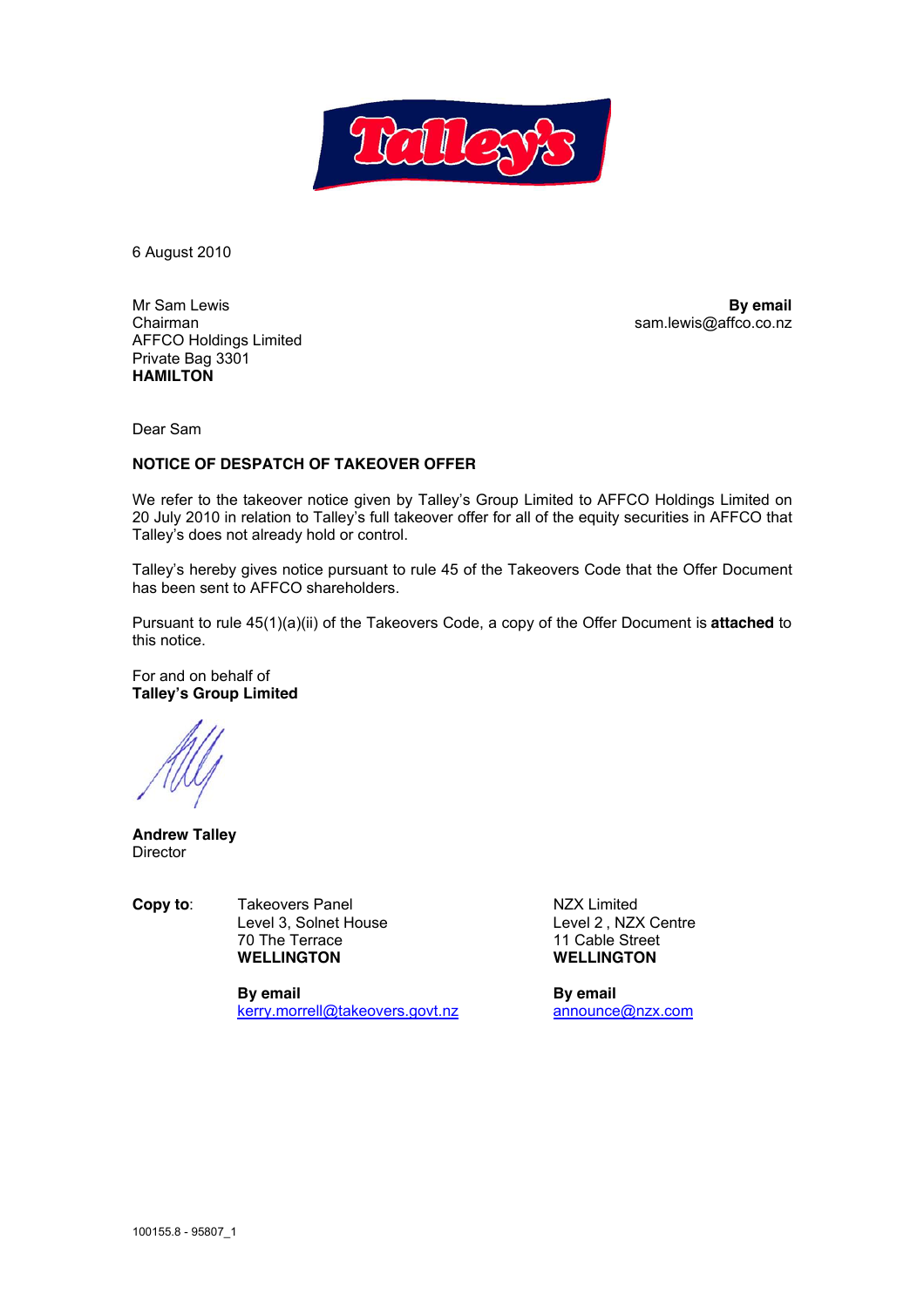6 August 2010

Mr Sam Lewis
Chairman
AFFCO Holdings Limited
Private Bag 3301
**HAMILTON**

**By email**
sam.lewis@affco.co.nz

Dear Sam

**NOTICE OF DESPATCH OF TAKEOVER OFFER**

We refer to the takeover notice given by Talley's Group Limited to AFFCO Holdings Limited on 20 July 2010 in relation to Talley's full takeover offer for all of the equity securities in AFFCO that Talley's does not already hold or control.

Talley's hereby gives notice pursuant to rule 45 of the Takeovers Code that the Offer Document has been sent to AFFCO shareholders.

Pursuant to rule 45(1)(a)(ii) of the Takeovers Code, a copy of the Offer Document is **attached** to this notice.

For and on behalf of
**Talley's Group Limited**

**Andrew Talley**
Director

**Copy to**:

Takeovers Panel
Level 3, Solnet House
70 The Terrace
**WELLINGTON**

**By email**
kerry.morrell@takeovers.govt.nz

NZX Limited
Level 2 , NZX Centre
11 Cable Street
**WELLINGTON**

**By email**
announce@nzx.com

100155.8 - 95807_1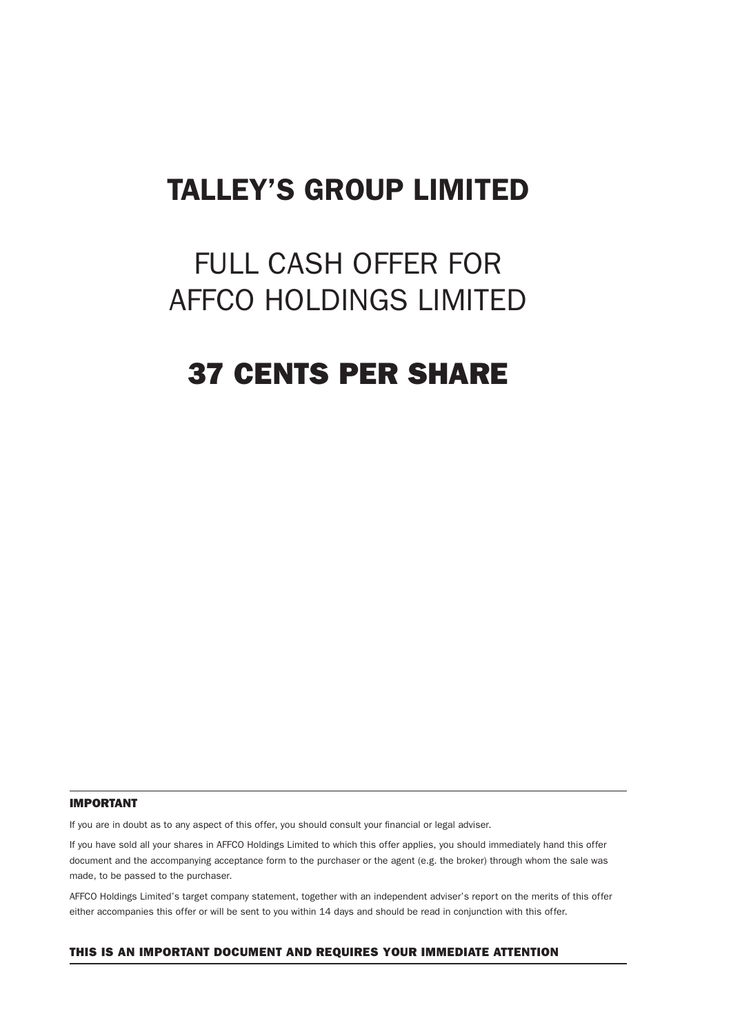# TALLEY'S GROUP LIMITED

## FULL CASH OFFER FOR AFFCO HOLDINGS LIMITED

# 37 CENTS PER SHARE

---

**IMPORTANT**

If you are in doubt as to any aspect of this offer, you should consult your financial or legal adviser.

If you have sold all your shares in AFFCO Holdings Limited to which this offer applies, you should immediately hand this offer document and the accompanying acceptance form to the purchaser or the agent (e.g. the broker) through whom the sale was made, to be passed to the purchaser.

AFFCO Holdings Limited's target company statement, together with an independent adviser's report on the merits of this offer either accompanies this offer or will be sent to you within 14 days and should be read in conjunction with this offer.

**THIS IS AN IMPORTANT DOCUMENT AND REQUIRES YOUR IMMEDIATE ATTENTION**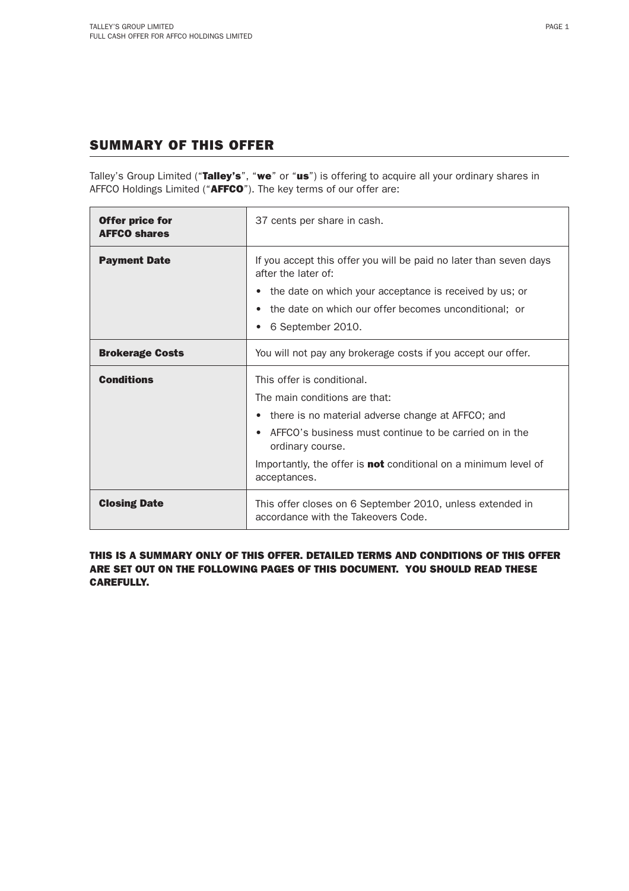## SUMMARY OF THIS OFFER

Talley's Group Limited ("**Talley's**", "**we**" or "**us**") is offering to acquire all your ordinary shares in AFFCO Holdings Limited ("**AFFCO**"). The key terms of our offer are:

| | |
|---|---|
| **Offer price for AFFCO shares** | 37 cents per share in cash. |
| **Payment Date** | If you accept this offer you will be paid no later than seven days after the later of:<br>• the date on which your acceptance is received by us; or<br>• the date on which our offer becomes unconditional; or<br>• 6 September 2010. |
| **Brokerage Costs** | You will not pay any brokerage costs if you accept our offer. |
| **Conditions** | This offer is conditional.<br>The main conditions are that:<br>• there is no material adverse change at AFFCO; and<br>• AFFCO's business must continue to be carried on in the ordinary course.<br>Importantly, the offer is **not** conditional on a minimum level of acceptances. |
| **Closing Date** | This offer closes on 6 September 2010, unless extended in accordance with the Takeovers Code. |

**THIS IS A SUMMARY ONLY OF THIS OFFER. DETAILED TERMS AND CONDITIONS OF THIS OFFER ARE SET OUT ON THE FOLLOWING PAGES OF THIS DOCUMENT. YOU SHOULD READ THESE CAREFULLY.**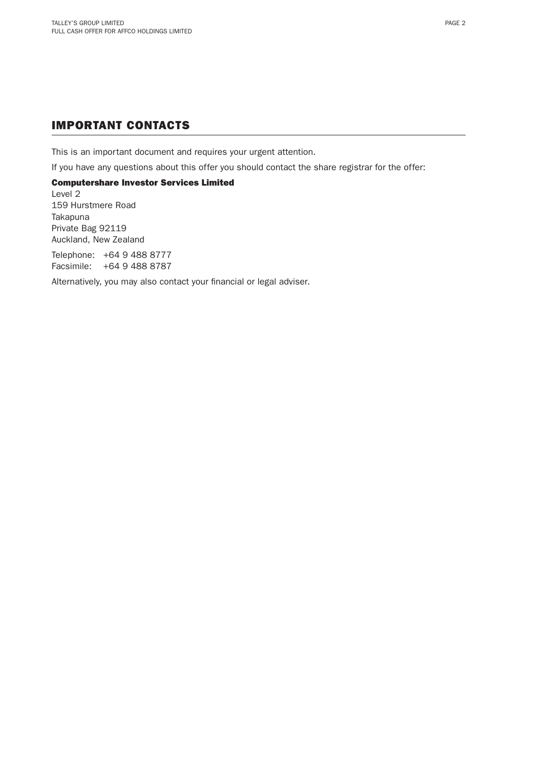## IMPORTANT CONTACTS

This is an important document and requires your urgent attention.

If you have any questions about this offer you should contact the share registrar for the offer:

**Computershare Investor Services Limited**
Level 2
159 Hurstmere Road
Takapuna
Private Bag 92119
Auckland, New Zealand

Telephone: +64 9 488 8777
Facsimile: +64 9 488 8787

Alternatively, you may also contact your financial or legal adviser.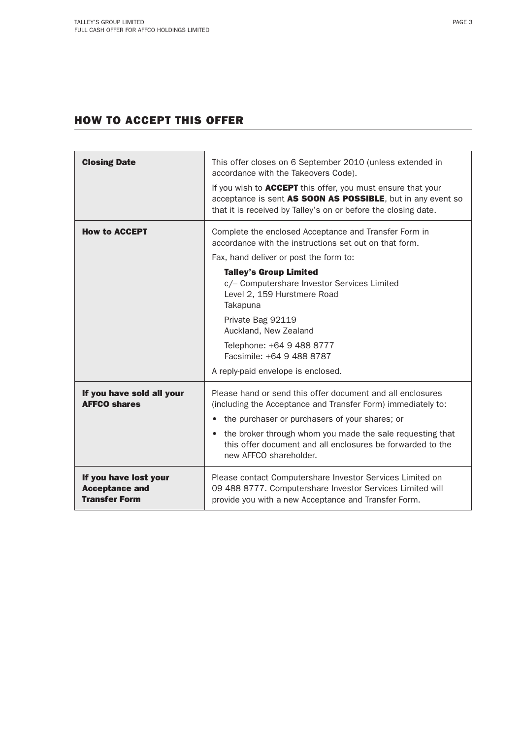## HOW TO ACCEPT THIS OFFER

| | |
|---|---|
| **Closing Date** | This offer closes on 6 September 2010 (unless extended in accordance with the Takeovers Code).<br><br>If you wish to **ACCEPT** this offer, you must ensure that your acceptance is sent **AS SOON AS POSSIBLE**, but in any event so that it is received by Talley's on or before the closing date. |
| **How to ACCEPT** | Complete the enclosed Acceptance and Transfer Form in accordance with the instructions set out on that form.<br><br>Fax, hand deliver or post the form to:<br><br>**Talley's Group Limited**<br>c/– Computershare Investor Services Limited<br>Level 2, 159 Hurstmere Road<br>Takapuna<br><br>Private Bag 92119<br>Auckland, New Zealand<br><br>Telephone: +64 9 488 8777<br>Facsimile: +64 9 488 8787<br><br>A reply-paid envelope is enclosed. |
| **If you have sold all your AFFCO shares** | Please hand or send this offer document and all enclosures (including the Acceptance and Transfer Form) immediately to:<br><br>• the purchaser or purchasers of your shares; or<br><br>• the broker through whom you made the sale requesting that this offer document and all enclosures be forwarded to the new AFFCO shareholder. |
| **If you have lost your Acceptance and Transfer Form** | Please contact Computershare Investor Services Limited on 09 488 8777. Computershare Investor Services Limited will provide you with a new Acceptance and Transfer Form. |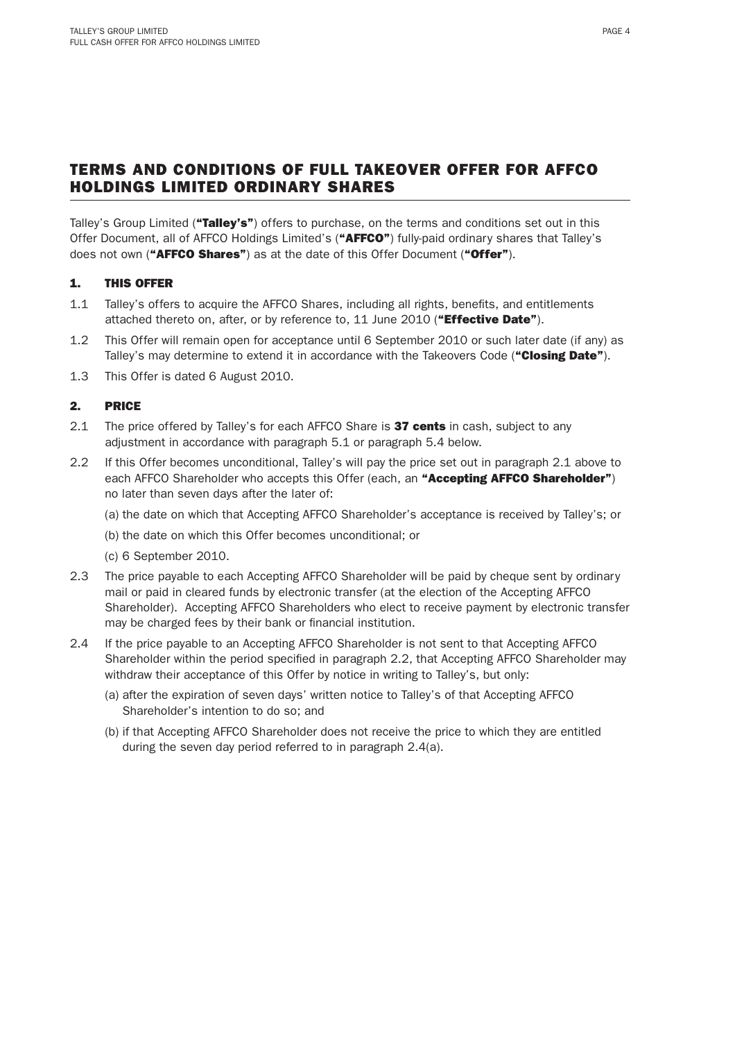# TERMS AND CONDITIONS OF FULL TAKEOVER OFFER FOR AFFCO HOLDINGS LIMITED ORDINARY SHARES

Talley's Group Limited (**"Talley's"**) offers to purchase, on the terms and conditions set out in this Offer Document, all of AFFCO Holdings Limited's (**"AFFCO"**) fully-paid ordinary shares that Talley's does not own (**"AFFCO Shares"**) as at the date of this Offer Document (**"Offer"**).

## 1. THIS OFFER

1.1 Talley's offers to acquire the AFFCO Shares, including all rights, benefits, and entitlements attached thereto on, after, or by reference to, 11 June 2010 (**"Effective Date"**).

1.2 This Offer will remain open for acceptance until 6 September 2010 or such later date (if any) as Talley's may determine to extend it in accordance with the Takeovers Code (**"Closing Date"**).

1.3 This Offer is dated 6 August 2010.

## 2. PRICE

2.1 The price offered by Talley's for each AFFCO Share is **37 cents** in cash, subject to any adjustment in accordance with paragraph 5.1 or paragraph 5.4 below.

2.2 If this Offer becomes unconditional, Talley's will pay the price set out in paragraph 2.1 above to each AFFCO Shareholder who accepts this Offer (each, an **"Accepting AFFCO Shareholder"**) no later than seven days after the later of:

(a) the date on which that Accepting AFFCO Shareholder's acceptance is received by Talley's; or

(b) the date on which this Offer becomes unconditional; or

(c) 6 September 2010.

2.3 The price payable to each Accepting AFFCO Shareholder will be paid by cheque sent by ordinary mail or paid in cleared funds by electronic transfer (at the election of the Accepting AFFCO Shareholder). Accepting AFFCO Shareholders who elect to receive payment by electronic transfer may be charged fees by their bank or financial institution.

2.4 If the price payable to an Accepting AFFCO Shareholder is not sent to that Accepting AFFCO Shareholder within the period specified in paragraph 2.2, that Accepting AFFCO Shareholder may withdraw their acceptance of this Offer by notice in writing to Talley's, but only:

(a) after the expiration of seven days' written notice to Talley's of that Accepting AFFCO Shareholder's intention to do so; and

(b) if that Accepting AFFCO Shareholder does not receive the price to which they are entitled during the seven day period referred to in paragraph 2.4(a).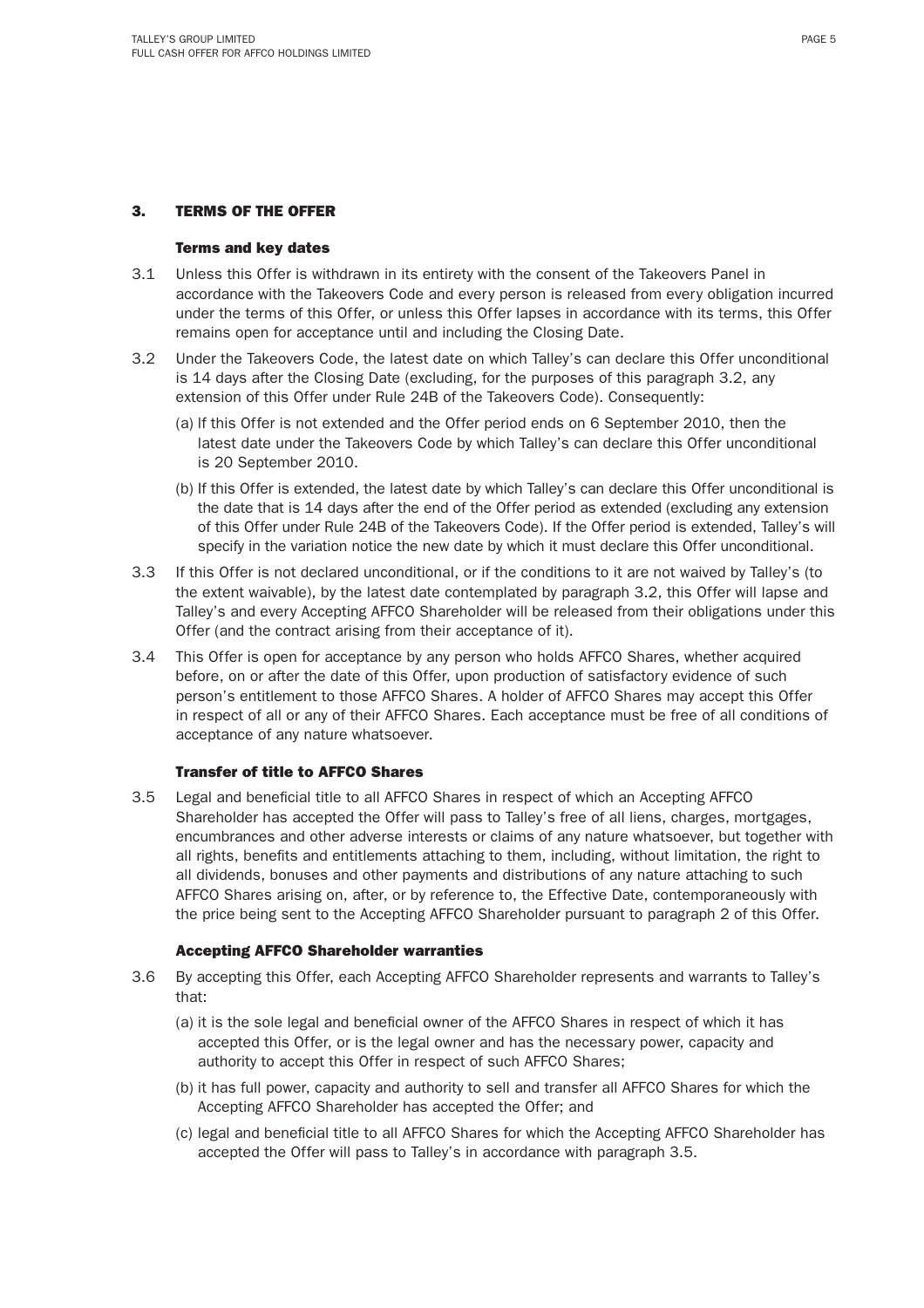## 3. TERMS OF THE OFFER

### Terms and key dates

3.1 Unless this Offer is withdrawn in its entirety with the consent of the Takeovers Panel in accordance with the Takeovers Code and every person is released from every obligation incurred under the terms of this Offer, or unless this Offer lapses in accordance with its terms, this Offer remains open for acceptance until and including the Closing Date.

3.2 Under the Takeovers Code, the latest date on which Talley's can declare this Offer unconditional is 14 days after the Closing Date (excluding, for the purposes of this paragraph 3.2, any extension of this Offer under Rule 24B of the Takeovers Code). Consequently:

(a) If this Offer is not extended and the Offer period ends on 6 September 2010, then the latest date under the Takeovers Code by which Talley's can declare this Offer unconditional is 20 September 2010.

(b) If this Offer is extended, the latest date by which Talley's can declare this Offer unconditional is the date that is 14 days after the end of the Offer period as extended (excluding any extension of this Offer under Rule 24B of the Takeovers Code). If the Offer period is extended, Talley's will specify in the variation notice the new date by which it must declare this Offer unconditional.

3.3 If this Offer is not declared unconditional, or if the conditions to it are not waived by Talley's (to the extent waivable), by the latest date contemplated by paragraph 3.2, this Offer will lapse and Talley's and every Accepting AFFCO Shareholder will be released from their obligations under this Offer (and the contract arising from their acceptance of it).

3.4 This Offer is open for acceptance by any person who holds AFFCO Shares, whether acquired before, on or after the date of this Offer, upon production of satisfactory evidence of such person's entitlement to those AFFCO Shares. A holder of AFFCO Shares may accept this Offer in respect of all or any of their AFFCO Shares. Each acceptance must be free of all conditions of acceptance of any nature whatsoever.

### Transfer of title to AFFCO Shares

3.5 Legal and beneficial title to all AFFCO Shares in respect of which an Accepting AFFCO Shareholder has accepted the Offer will pass to Talley's free of all liens, charges, mortgages, encumbrances and other adverse interests or claims of any nature whatsoever, but together with all rights, benefits and entitlements attaching to them, including, without limitation, the right to all dividends, bonuses and other payments and distributions of any nature attaching to such AFFCO Shares arising on, after, or by reference to, the Effective Date, contemporaneously with the price being sent to the Accepting AFFCO Shareholder pursuant to paragraph 2 of this Offer.

### Accepting AFFCO Shareholder warranties

3.6 By accepting this Offer, each Accepting AFFCO Shareholder represents and warrants to Talley's that:

(a) it is the sole legal and beneficial owner of the AFFCO Shares in respect of which it has accepted this Offer, or is the legal owner and has the necessary power, capacity and authority to accept this Offer in respect of such AFFCO Shares;

(b) it has full power, capacity and authority to sell and transfer all AFFCO Shares for which the Accepting AFFCO Shareholder has accepted the Offer; and

(c) legal and beneficial title to all AFFCO Shares for which the Accepting AFFCO Shareholder has accepted the Offer will pass to Talley's in accordance with paragraph 3.5.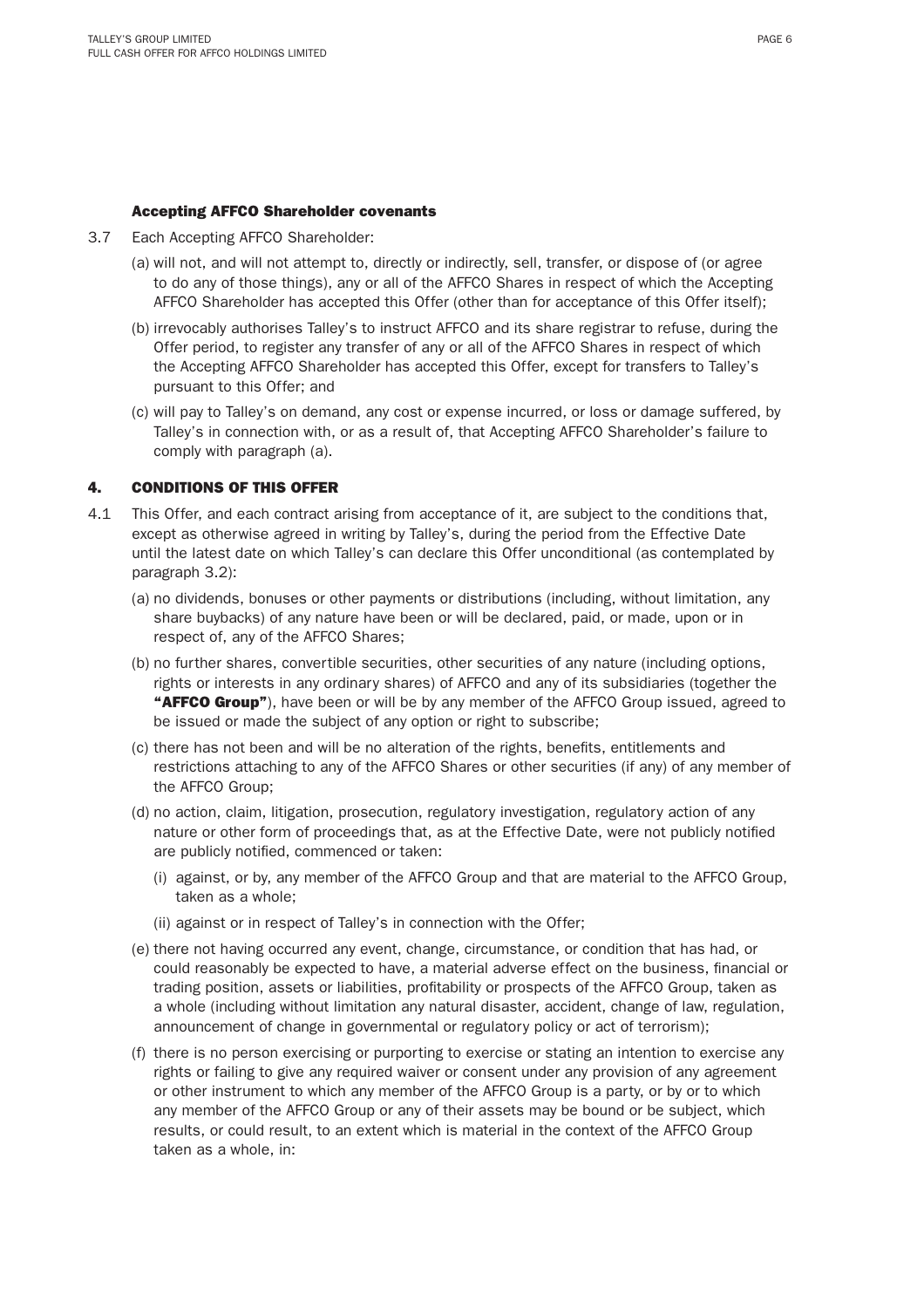#### Accepting AFFCO Shareholder covenants

3.7 Each Accepting AFFCO Shareholder:

(a) will not, and will not attempt to, directly or indirectly, sell, transfer, or dispose of (or agree to do any of those things), any or all of the AFFCO Shares in respect of which the Accepting AFFCO Shareholder has accepted this Offer (other than for acceptance of this Offer itself);

(b) irrevocably authorises Talley's to instruct AFFCO and its share registrar to refuse, during the Offer period, to register any transfer of any or all of the AFFCO Shares in respect of which the Accepting AFFCO Shareholder has accepted this Offer, except for transfers to Talley's pursuant to this Offer; and

(c) will pay to Talley's on demand, any cost or expense incurred, or loss or damage suffered, by Talley's in connection with, or as a result of, that Accepting AFFCO Shareholder's failure to comply with paragraph (a).

## 4. CONDITIONS OF THIS OFFER

4.1 This Offer, and each contract arising from acceptance of it, are subject to the conditions that, except as otherwise agreed in writing by Talley's, during the period from the Effective Date until the latest date on which Talley's can declare this Offer unconditional (as contemplated by paragraph 3.2):

(a) no dividends, bonuses or other payments or distributions (including, without limitation, any share buybacks) of any nature have been or will be declared, paid, or made, upon or in respect of, any of the AFFCO Shares;

(b) no further shares, convertible securities, other securities of any nature (including options, rights or interests in any ordinary shares) of AFFCO and any of its subsidiaries (together the **"AFFCO Group"**), have been or will be by any member of the AFFCO Group issued, agreed to be issued or made the subject of any option or right to subscribe;

(c) there has not been and will be no alteration of the rights, benefits, entitlements and restrictions attaching to any of the AFFCO Shares or other securities (if any) of any member of the AFFCO Group;

(d) no action, claim, litigation, prosecution, regulatory investigation, regulatory action of any nature or other form of proceedings that, as at the Effective Date, were not publicly notified are publicly notified, commenced or taken:

(i) against, or by, any member of the AFFCO Group and that are material to the AFFCO Group, taken as a whole;

(ii) against or in respect of Talley's in connection with the Offer;

(e) there not having occurred any event, change, circumstance, or condition that has had, or could reasonably be expected to have, a material adverse effect on the business, financial or trading position, assets or liabilities, profitability or prospects of the AFFCO Group, taken as a whole (including without limitation any natural disaster, accident, change of law, regulation, announcement of change in governmental or regulatory policy or act of terrorism);

(f) there is no person exercising or purporting to exercise or stating an intention to exercise any rights or failing to give any required waiver or consent under any provision of any agreement or other instrument to which any member of the AFFCO Group is a party, or by or to which any member of the AFFCO Group or any of their assets may be bound or be subject, which results, or could result, to an extent which is material in the context of the AFFCO Group taken as a whole, in: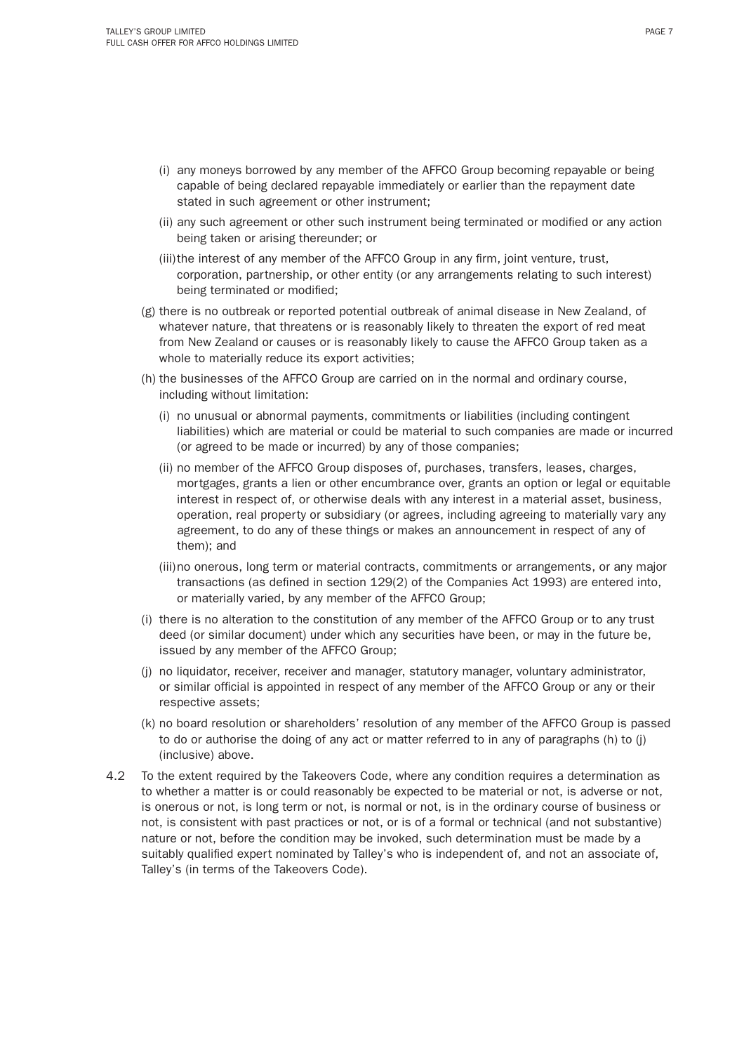(i) any moneys borrowed by any member of the AFFCO Group becoming repayable or being capable of being declared repayable immediately or earlier than the repayment date stated in such agreement or other instrument;

    (ii) any such agreement or other such instrument being terminated or modified or any action being taken or arising thereunder; or

    (iii) the interest of any member of the AFFCO Group in any firm, joint venture, trust, corporation, partnership, or other entity (or any arrangements relating to such interest) being terminated or modified;

(g) there is no outbreak or reported potential outbreak of animal disease in New Zealand, of whatever nature, that threatens or is reasonably likely to threaten the export of red meat from New Zealand or causes or is reasonably likely to cause the AFFCO Group taken as a whole to materially reduce its export activities;

(h) the businesses of the AFFCO Group are carried on in the normal and ordinary course, including without limitation:

    (i) no unusual or abnormal payments, commitments or liabilities (including contingent liabilities) which are material or could be material to such companies are made or incurred (or agreed to be made or incurred) by any of those companies;

    (ii) no member of the AFFCO Group disposes of, purchases, transfers, leases, charges, mortgages, grants a lien or other encumbrance over, grants an option or legal or equitable interest in respect of, or otherwise deals with any interest in a material asset, business, operation, real property or subsidiary (or agrees, including agreeing to materially vary any agreement, to do any of these things or makes an announcement in respect of any of them); and

    (iii) no onerous, long term or material contracts, commitments or arrangements, or any major transactions (as defined in section 129(2) of the Companies Act 1993) are entered into, or materially varied, by any member of the AFFCO Group;

(i) there is no alteration to the constitution of any member of the AFFCO Group or to any trust deed (or similar document) under which any securities have been, or may in the future be, issued by any member of the AFFCO Group;

(j) no liquidator, receiver, receiver and manager, statutory manager, voluntary administrator, or similar official is appointed in respect of any member of the AFFCO Group or any or their respective assets;

(k) no board resolution or shareholders' resolution of any member of the AFFCO Group is passed to do or authorise the doing of any act or matter referred to in any of paragraphs (h) to (j) (inclusive) above.

4.2 To the extent required by the Takeovers Code, where any condition requires a determination as to whether a matter is or could reasonably be expected to be material or not, is adverse or not, is onerous or not, is long term or not, is normal or not, is in the ordinary course of business or not, is consistent with past practices or not, or is of a formal or technical (and not substantive) nature or not, before the condition may be invoked, such determination must be made by a suitably qualified expert nominated by Talley's who is independent of, and not an associate of, Talley's (in terms of the Takeovers Code).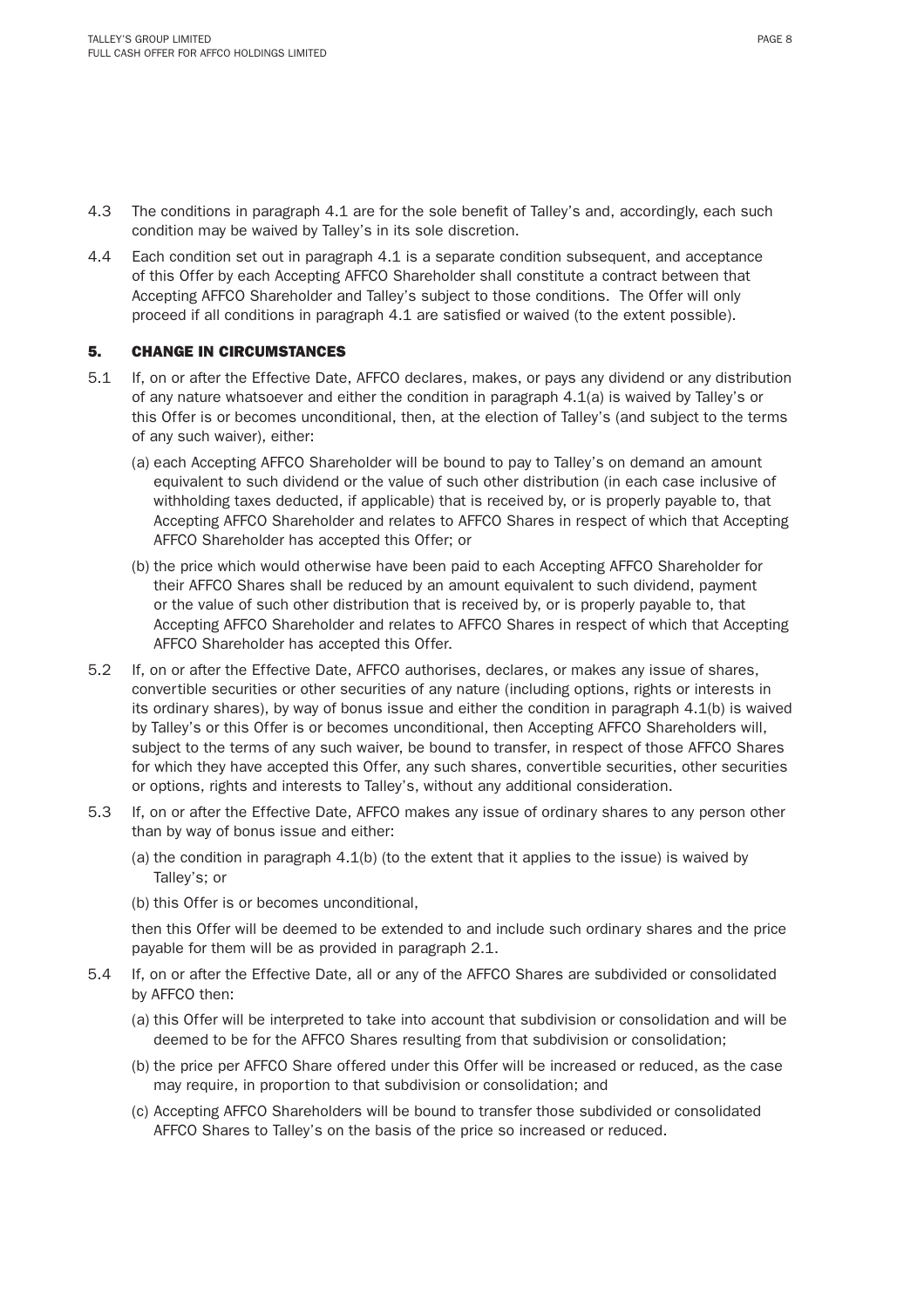4.3 The conditions in paragraph 4.1 are for the sole benefit of Talley's and, accordingly, each such condition may be waived by Talley's in its sole discretion.

4.4 Each condition set out in paragraph 4.1 is a separate condition subsequent, and acceptance of this Offer by each Accepting AFFCO Shareholder shall constitute a contract between that Accepting AFFCO Shareholder and Talley's subject to those conditions. The Offer will only proceed if all conditions in paragraph 4.1 are satisfied or waived (to the extent possible).

## 5. CHANGE IN CIRCUMSTANCES

5.1 If, on or after the Effective Date, AFFCO declares, makes, or pays any dividend or any distribution of any nature whatsoever and either the condition in paragraph 4.1(a) is waived by Talley's or this Offer is or becomes unconditional, then, at the election of Talley's (and subject to the terms of any such waiver), either:

(a) each Accepting AFFCO Shareholder will be bound to pay to Talley's on demand an amount equivalent to such dividend or the value of such other distribution (in each case inclusive of withholding taxes deducted, if applicable) that is received by, or is properly payable to, that Accepting AFFCO Shareholder and relates to AFFCO Shares in respect of which that Accepting AFFCO Shareholder has accepted this Offer; or

(b) the price which would otherwise have been paid to each Accepting AFFCO Shareholder for their AFFCO Shares shall be reduced by an amount equivalent to such dividend, payment or the value of such other distribution that is received by, or is properly payable to, that Accepting AFFCO Shareholder and relates to AFFCO Shares in respect of which that Accepting AFFCO Shareholder has accepted this Offer.

5.2 If, on or after the Effective Date, AFFCO authorises, declares, or makes any issue of shares, convertible securities or other securities of any nature (including options, rights or interests in its ordinary shares), by way of bonus issue and either the condition in paragraph 4.1(b) is waived by Talley's or this Offer is or becomes unconditional, then Accepting AFFCO Shareholders will, subject to the terms of any such waiver, be bound to transfer, in respect of those AFFCO Shares for which they have accepted this Offer, any such shares, convertible securities, other securities or options, rights and interests to Talley's, without any additional consideration.

5.3 If, on or after the Effective Date, AFFCO makes any issue of ordinary shares to any person other than by way of bonus issue and either:

(a) the condition in paragraph 4.1(b) (to the extent that it applies to the issue) is waived by Talley's; or

(b) this Offer is or becomes unconditional,

then this Offer will be deemed to be extended to and include such ordinary shares and the price payable for them will be as provided in paragraph 2.1.

5.4 If, on or after the Effective Date, all or any of the AFFCO Shares are subdivided or consolidated by AFFCO then:

(a) this Offer will be interpreted to take into account that subdivision or consolidation and will be deemed to be for the AFFCO Shares resulting from that subdivision or consolidation;

(b) the price per AFFCO Share offered under this Offer will be increased or reduced, as the case may require, in proportion to that subdivision or consolidation; and

(c) Accepting AFFCO Shareholders will be bound to transfer those subdivided or consolidated AFFCO Shares to Talley's on the basis of the price so increased or reduced.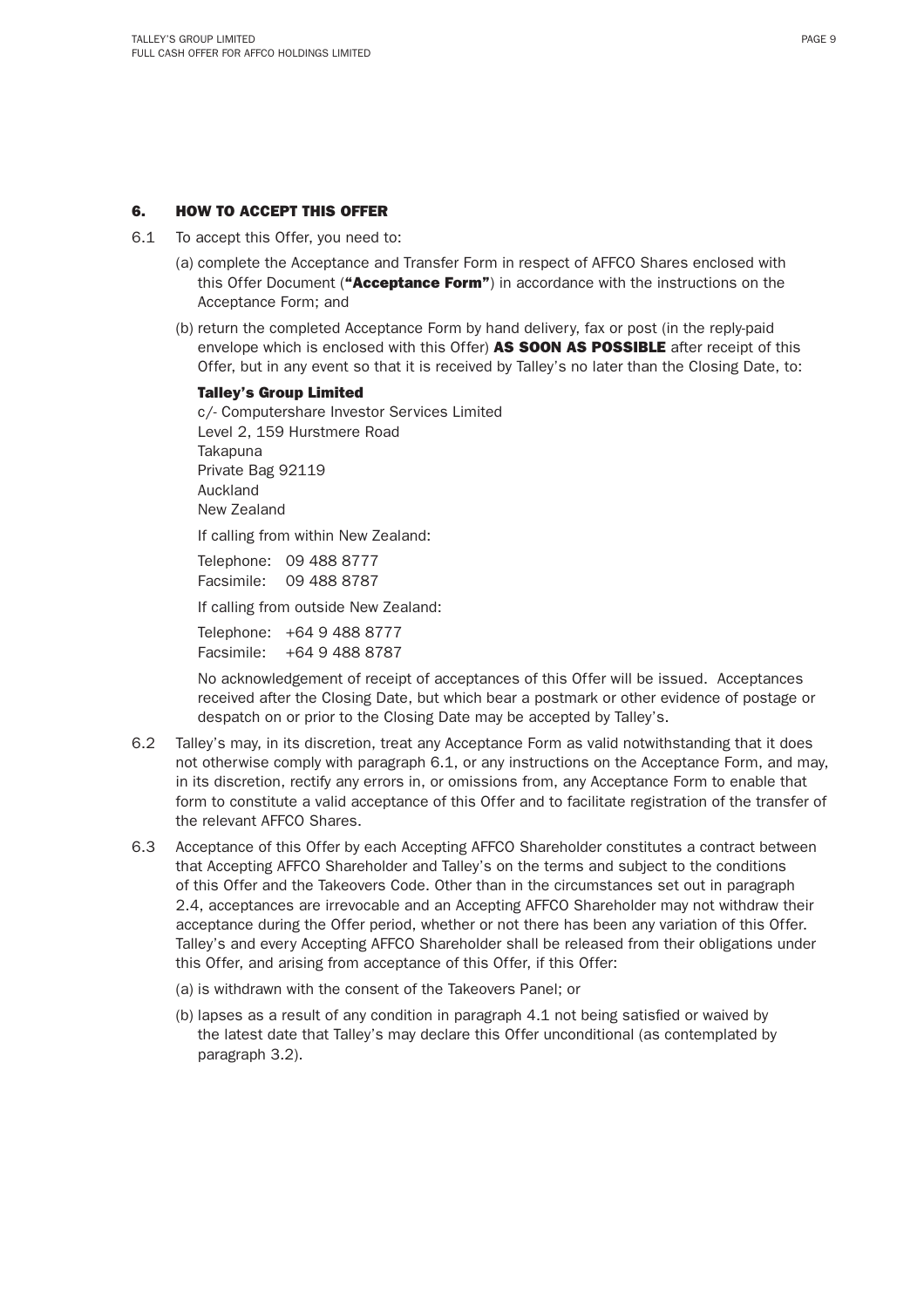## 6. HOW TO ACCEPT THIS OFFER

6.1 To accept this Offer, you need to:

(a) complete the Acceptance and Transfer Form in respect of AFFCO Shares enclosed with this Offer Document (**"Acceptance Form"**) in accordance with the instructions on the Acceptance Form; and

(b) return the completed Acceptance Form by hand delivery, fax or post (in the reply-paid envelope which is enclosed with this Offer) **AS SOON AS POSSIBLE** after receipt of this Offer, but in any event so that it is received by Talley's no later than the Closing Date, to:

**Talley's Group Limited**
c/- Computershare Investor Services Limited
Level 2, 159 Hurstmere Road
Takapuna
Private Bag 92119
Auckland
New Zealand

If calling from within New Zealand:

Telephone: 09 488 8777
Facsimile: 09 488 8787

If calling from outside New Zealand:

Telephone: +64 9 488 8777
Facsimile: +64 9 488 8787

No acknowledgement of receipt of acceptances of this Offer will be issued. Acceptances received after the Closing Date, but which bear a postmark or other evidence of postage or despatch on or prior to the Closing Date may be accepted by Talley's.

6.2 Talley's may, in its discretion, treat any Acceptance Form as valid notwithstanding that it does not otherwise comply with paragraph 6.1, or any instructions on the Acceptance Form, and may, in its discretion, rectify any errors in, or omissions from, any Acceptance Form to enable that form to constitute a valid acceptance of this Offer and to facilitate registration of the transfer of the relevant AFFCO Shares.

6.3 Acceptance of this Offer by each Accepting AFFCO Shareholder constitutes a contract between that Accepting AFFCO Shareholder and Talley's on the terms and subject to the conditions of this Offer and the Takeovers Code. Other than in the circumstances set out in paragraph 2.4, acceptances are irrevocable and an Accepting AFFCO Shareholder may not withdraw their acceptance during the Offer period, whether or not there has been any variation of this Offer. Talley's and every Accepting AFFCO Shareholder shall be released from their obligations under this Offer, and arising from acceptance of this Offer, if this Offer:

(a) is withdrawn with the consent of the Takeovers Panel; or

(b) lapses as a result of any condition in paragraph 4.1 not being satisfied or waived by the latest date that Talley's may declare this Offer unconditional (as contemplated by paragraph 3.2).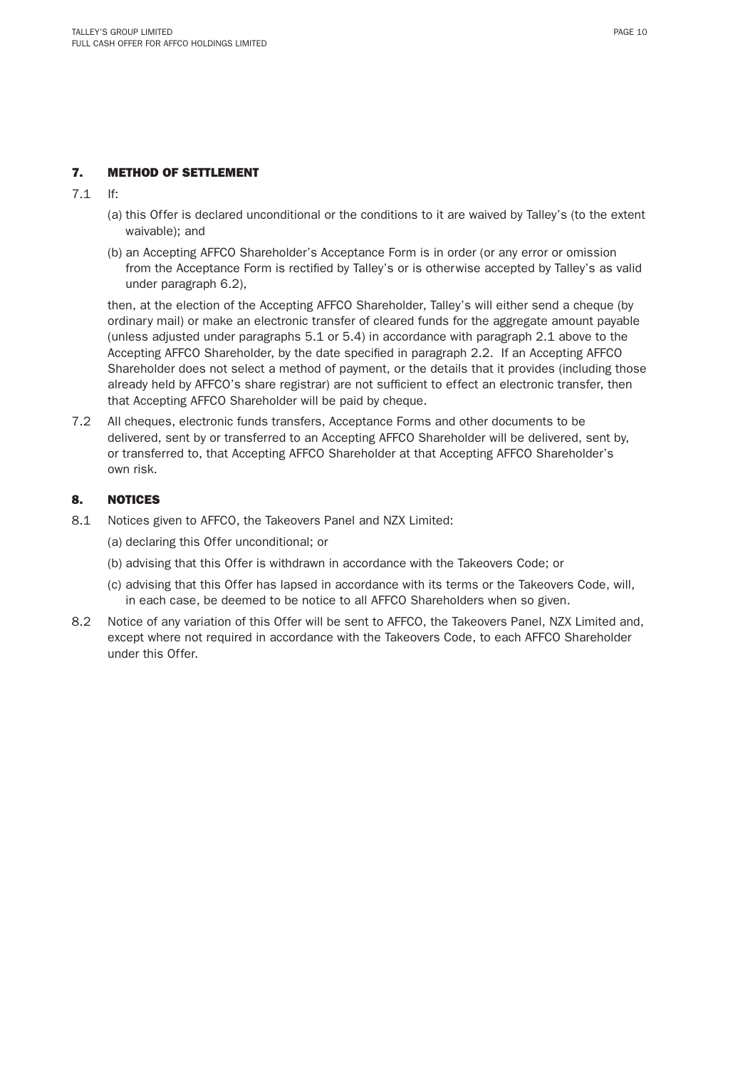## 7. METHOD OF SETTLEMENT

7.1 If:

(a) this Offer is declared unconditional or the conditions to it are waived by Talley's (to the extent waivable); and

(b) an Accepting AFFCO Shareholder's Acceptance Form is in order (or any error or omission from the Acceptance Form is rectified by Talley's or is otherwise accepted by Talley's as valid under paragraph 6.2),

then, at the election of the Accepting AFFCO Shareholder, Talley's will either send a cheque (by ordinary mail) or make an electronic transfer of cleared funds for the aggregate amount payable (unless adjusted under paragraphs 5.1 or 5.4) in accordance with paragraph 2.1 above to the Accepting AFFCO Shareholder, by the date specified in paragraph 2.2. If an Accepting AFFCO Shareholder does not select a method of payment, or the details that it provides (including those already held by AFFCO's share registrar) are not sufficient to effect an electronic transfer, then that Accepting AFFCO Shareholder will be paid by cheque.

7.2 All cheques, electronic funds transfers, Acceptance Forms and other documents to be delivered, sent by or transferred to an Accepting AFFCO Shareholder will be delivered, sent by, or transferred to, that Accepting AFFCO Shareholder at that Accepting AFFCO Shareholder's own risk.

## 8. NOTICES

8.1 Notices given to AFFCO, the Takeovers Panel and NZX Limited:

(a) declaring this Offer unconditional; or

(b) advising that this Offer is withdrawn in accordance with the Takeovers Code; or

(c) advising that this Offer has lapsed in accordance with its terms or the Takeovers Code, will, in each case, be deemed to be notice to all AFFCO Shareholders when so given.

8.2 Notice of any variation of this Offer will be sent to AFFCO, the Takeovers Panel, NZX Limited and, except where not required in accordance with the Takeovers Code, to each AFFCO Shareholder under this Offer.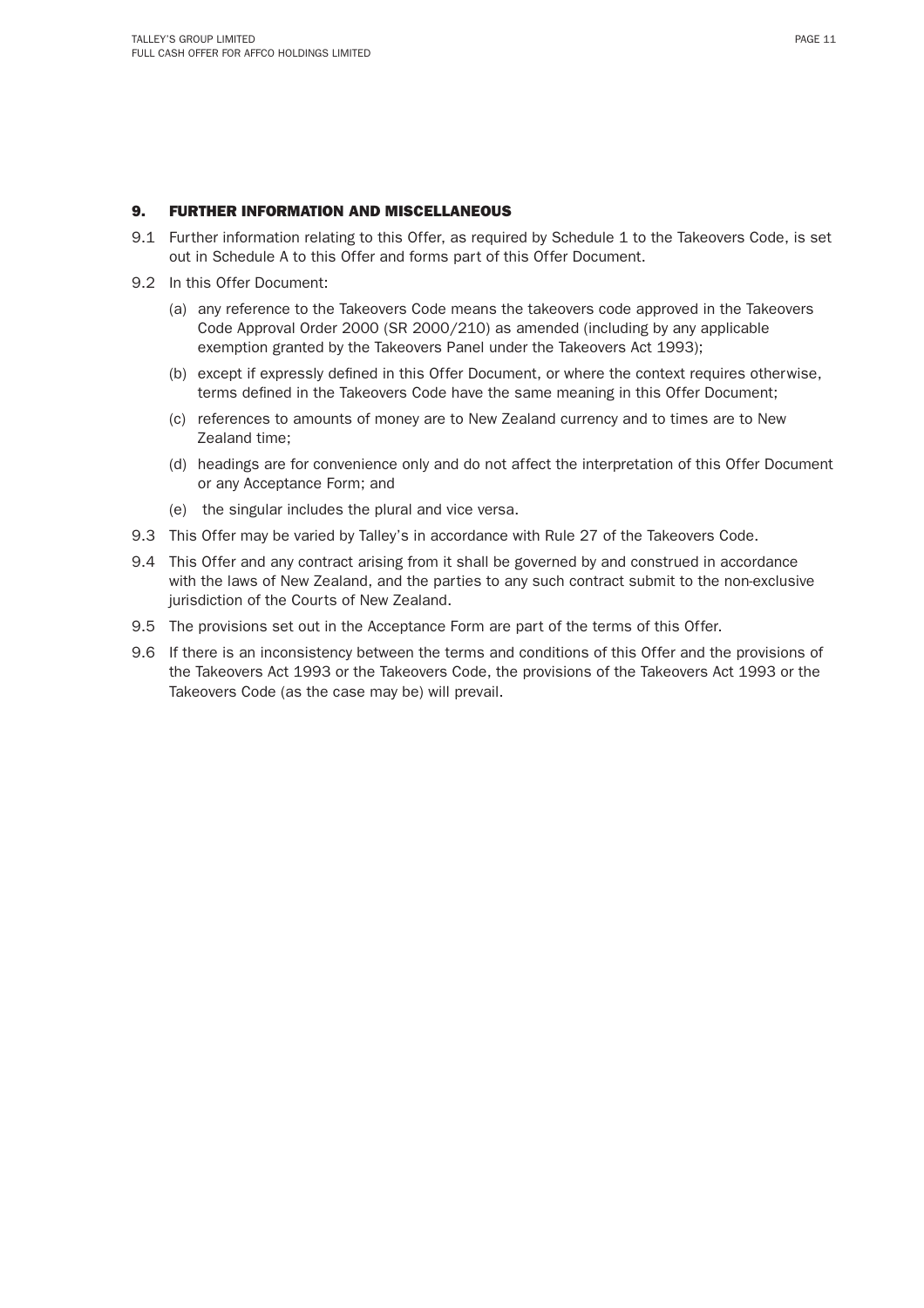## 9. FURTHER INFORMATION AND MISCELLANEOUS

9.1 Further information relating to this Offer, as required by Schedule 1 to the Takeovers Code, is set out in Schedule A to this Offer and forms part of this Offer Document.

9.2 In this Offer Document:

- (a) any reference to the Takeovers Code means the takeovers code approved in the Takeovers Code Approval Order 2000 (SR 2000/210) as amended (including by any applicable exemption granted by the Takeovers Panel under the Takeovers Act 1993);
- (b) except if expressly defined in this Offer Document, or where the context requires otherwise, terms defined in the Takeovers Code have the same meaning in this Offer Document;
- (c) references to amounts of money are to New Zealand currency and to times are to New Zealand time;
- (d) headings are for convenience only and do not affect the interpretation of this Offer Document or any Acceptance Form; and
- (e) the singular includes the plural and vice versa.

9.3 This Offer may be varied by Talley's in accordance with Rule 27 of the Takeovers Code.

9.4 This Offer and any contract arising from it shall be governed by and construed in accordance with the laws of New Zealand, and the parties to any such contract submit to the non-exclusive jurisdiction of the Courts of New Zealand.

9.5 The provisions set out in the Acceptance Form are part of the terms of this Offer.

9.6 If there is an inconsistency between the terms and conditions of this Offer and the provisions of the Takeovers Act 1993 or the Takeovers Code, the provisions of the Takeovers Act 1993 or the Takeovers Code (as the case may be) will prevail.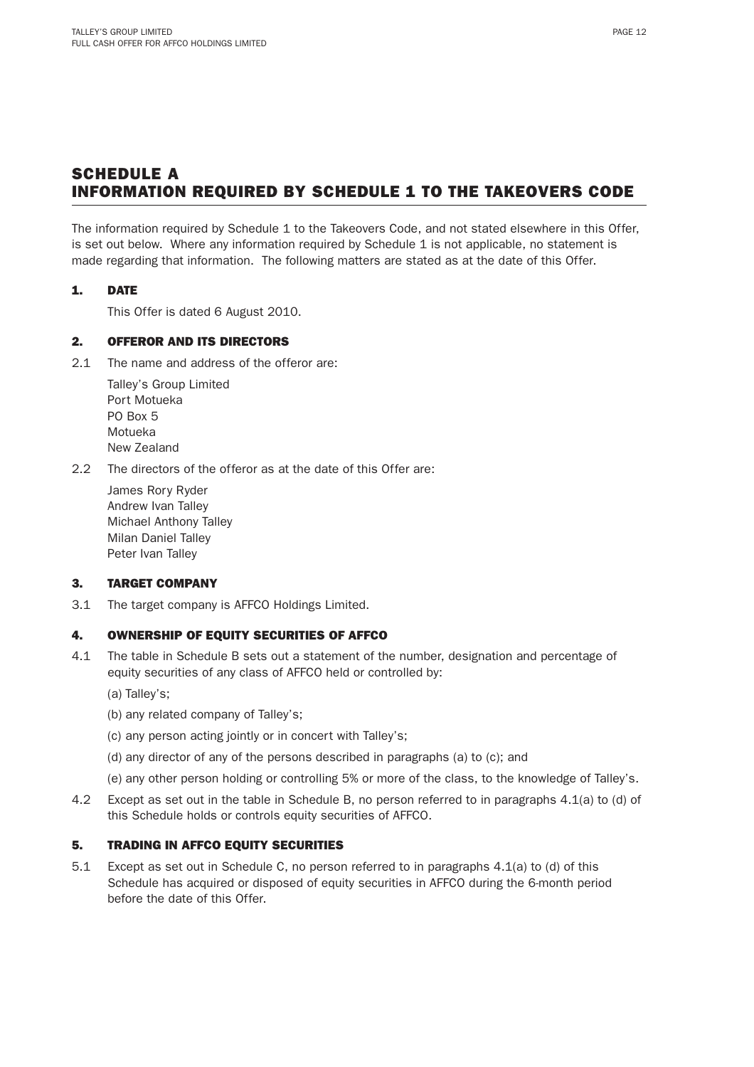# SCHEDULE A
# INFORMATION REQUIRED BY SCHEDULE 1 TO THE TAKEOVERS CODE

The information required by Schedule 1 to the Takeovers Code, and not stated elsewhere in this Offer, is set out below. Where any information required by Schedule 1 is not applicable, no statement is made regarding that information. The following matters are stated as at the date of this Offer.

## 1. DATE

This Offer is dated 6 August 2010.

## 2. OFFEROR AND ITS DIRECTORS

2.1 The name and address of the offeror are:

Talley's Group Limited
Port Motueka
PO Box 5
Motueka
New Zealand

2.2 The directors of the offeror as at the date of this Offer are:

James Rory Ryder
Andrew Ivan Talley
Michael Anthony Talley
Milan Daniel Talley
Peter Ivan Talley

## 3. TARGET COMPANY

3.1 The target company is AFFCO Holdings Limited.

## 4. OWNERSHIP OF EQUITY SECURITIES OF AFFCO

4.1 The table in Schedule B sets out a statement of the number, designation and percentage of equity securities of any class of AFFCO held or controlled by:

(a) Talley's;

(b) any related company of Talley's;

(c) any person acting jointly or in concert with Talley's;

(d) any director of any of the persons described in paragraphs (a) to (c); and

(e) any other person holding or controlling 5% or more of the class, to the knowledge of Talley's.

4.2 Except as set out in the table in Schedule B, no person referred to in paragraphs 4.1(a) to (d) of this Schedule holds or controls equity securities of AFFCO.

## 5. TRADING IN AFFCO EQUITY SECURITIES

5.1 Except as set out in Schedule C, no person referred to in paragraphs 4.1(a) to (d) of this Schedule has acquired or disposed of equity securities in AFFCO during the 6-month period before the date of this Offer.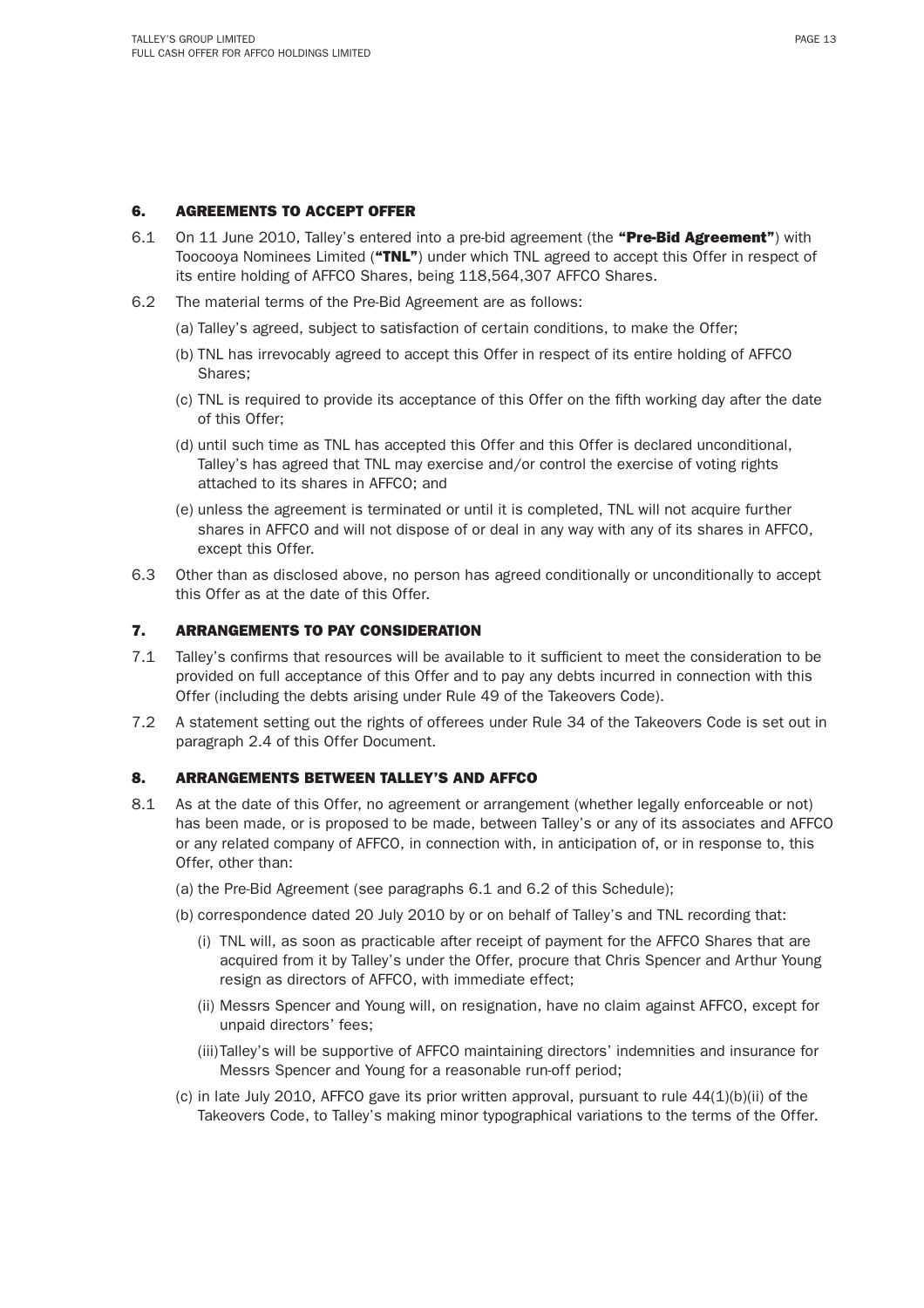## 6. AGREEMENTS TO ACCEPT OFFER

6.1 On 11 June 2010, Talley's entered into a pre-bid agreement (the **"Pre-Bid Agreement"**) with Toocooya Nominees Limited (**"TNL"**) under which TNL agreed to accept this Offer in respect of its entire holding of AFFCO Shares, being 118,564,307 AFFCO Shares.

6.2 The material terms of the Pre-Bid Agreement are as follows:

(a) Talley's agreed, subject to satisfaction of certain conditions, to make the Offer;

(b) TNL has irrevocably agreed to accept this Offer in respect of its entire holding of AFFCO Shares;

(c) TNL is required to provide its acceptance of this Offer on the fifth working day after the date of this Offer;

(d) until such time as TNL has accepted this Offer and this Offer is declared unconditional, Talley's has agreed that TNL may exercise and/or control the exercise of voting rights attached to its shares in AFFCO; and

(e) unless the agreement is terminated or until it is completed, TNL will not acquire further shares in AFFCO and will not dispose of or deal in any way with any of its shares in AFFCO, except this Offer.

6.3 Other than as disclosed above, no person has agreed conditionally or unconditionally to accept this Offer as at the date of this Offer.

## 7. ARRANGEMENTS TO PAY CONSIDERATION

7.1 Talley's confirms that resources will be available to it sufficient to meet the consideration to be provided on full acceptance of this Offer and to pay any debts incurred in connection with this Offer (including the debts arising under Rule 49 of the Takeovers Code).

7.2 A statement setting out the rights of offerees under Rule 34 of the Takeovers Code is set out in paragraph 2.4 of this Offer Document.

## 8. ARRANGEMENTS BETWEEN TALLEY'S AND AFFCO

8.1 As at the date of this Offer, no agreement or arrangement (whether legally enforceable or not) has been made, or is proposed to be made, between Talley's or any of its associates and AFFCO or any related company of AFFCO, in connection with, in anticipation of, or in response to, this Offer, other than:

(a) the Pre-Bid Agreement (see paragraphs 6.1 and 6.2 of this Schedule);

(b) correspondence dated 20 July 2010 by or on behalf of Talley's and TNL recording that:

(i) TNL will, as soon as practicable after receipt of payment for the AFFCO Shares that are acquired from it by Talley's under the Offer, procure that Chris Spencer and Arthur Young resign as directors of AFFCO, with immediate effect;

(ii) Messrs Spencer and Young will, on resignation, have no claim against AFFCO, except for unpaid directors' fees;

(iii) Talley's will be supportive of AFFCO maintaining directors' indemnities and insurance for Messrs Spencer and Young for a reasonable run-off period;

(c) in late July 2010, AFFCO gave its prior written approval, pursuant to rule 44(1)(b)(ii) of the Takeovers Code, to Talley's making minor typographical variations to the terms of the Offer.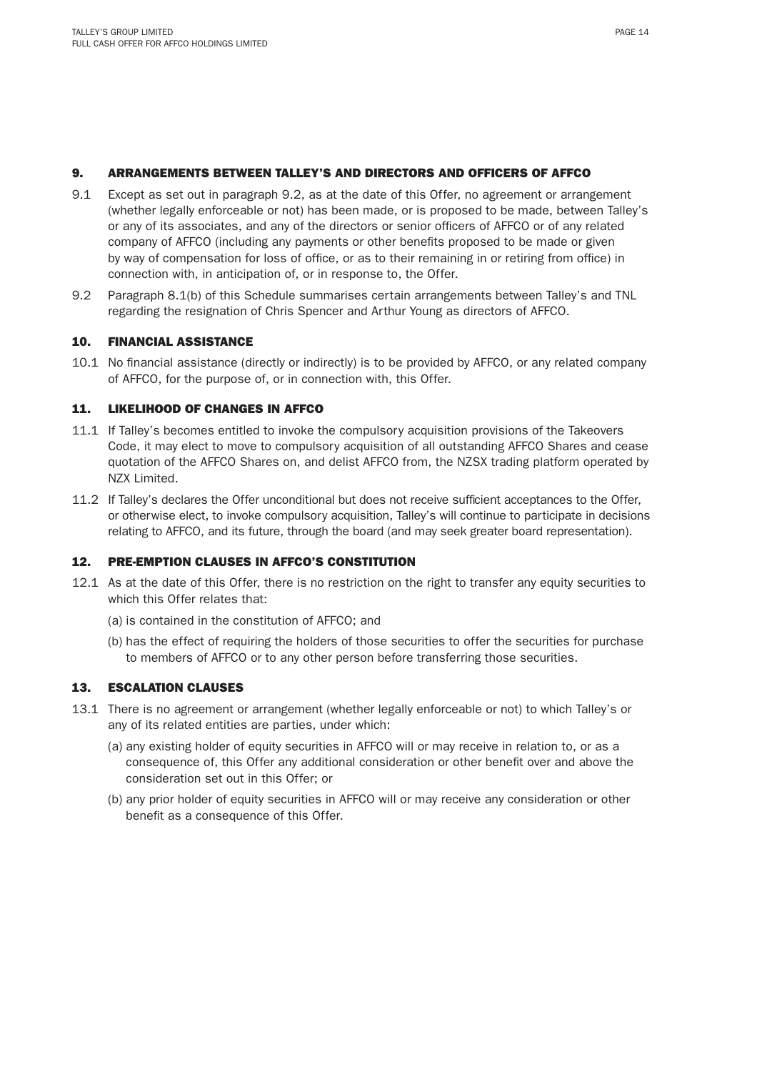## 9. ARRANGEMENTS BETWEEN TALLEY'S AND DIRECTORS AND OFFICERS OF AFFCO

9.1 Except as set out in paragraph 9.2, as at the date of this Offer, no agreement or arrangement (whether legally enforceable or not) has been made, or is proposed to be made, between Talley's or any of its associates, and any of the directors or senior officers of AFFCO or of any related company of AFFCO (including any payments or other benefits proposed to be made or given by way of compensation for loss of office, or as to their remaining in or retiring from office) in connection with, in anticipation of, or in response to, the Offer.

9.2 Paragraph 8.1(b) of this Schedule summarises certain arrangements between Talley's and TNL regarding the resignation of Chris Spencer and Arthur Young as directors of AFFCO.

## 10. FINANCIAL ASSISTANCE

10.1 No financial assistance (directly or indirectly) is to be provided by AFFCO, or any related company of AFFCO, for the purpose of, or in connection with, this Offer.

## 11. LIKELIHOOD OF CHANGES IN AFFCO

11.1 If Talley's becomes entitled to invoke the compulsory acquisition provisions of the Takeovers Code, it may elect to move to compulsory acquisition of all outstanding AFFCO Shares and cease quotation of the AFFCO Shares on, and delist AFFCO from, the NZSX trading platform operated by NZX Limited.

11.2 If Talley's declares the Offer unconditional but does not receive sufficient acceptances to the Offer, or otherwise elect, to invoke compulsory acquisition, Talley's will continue to participate in decisions relating to AFFCO, and its future, through the board (and may seek greater board representation).

## 12. PRE-EMPTION CLAUSES IN AFFCO'S CONSTITUTION

12.1 As at the date of this Offer, there is no restriction on the right to transfer any equity securities to which this Offer relates that:

(a) is contained in the constitution of AFFCO; and

(b) has the effect of requiring the holders of those securities to offer the securities for purchase to members of AFFCO or to any other person before transferring those securities.

## 13. ESCALATION CLAUSES

13.1 There is no agreement or arrangement (whether legally enforceable or not) to which Talley's or any of its related entities are parties, under which:

(a) any existing holder of equity securities in AFFCO will or may receive in relation to, or as a consequence of, this Offer any additional consideration or other benefit over and above the consideration set out in this Offer; or

(b) any prior holder of equity securities in AFFCO will or may receive any consideration or other benefit as a consequence of this Offer.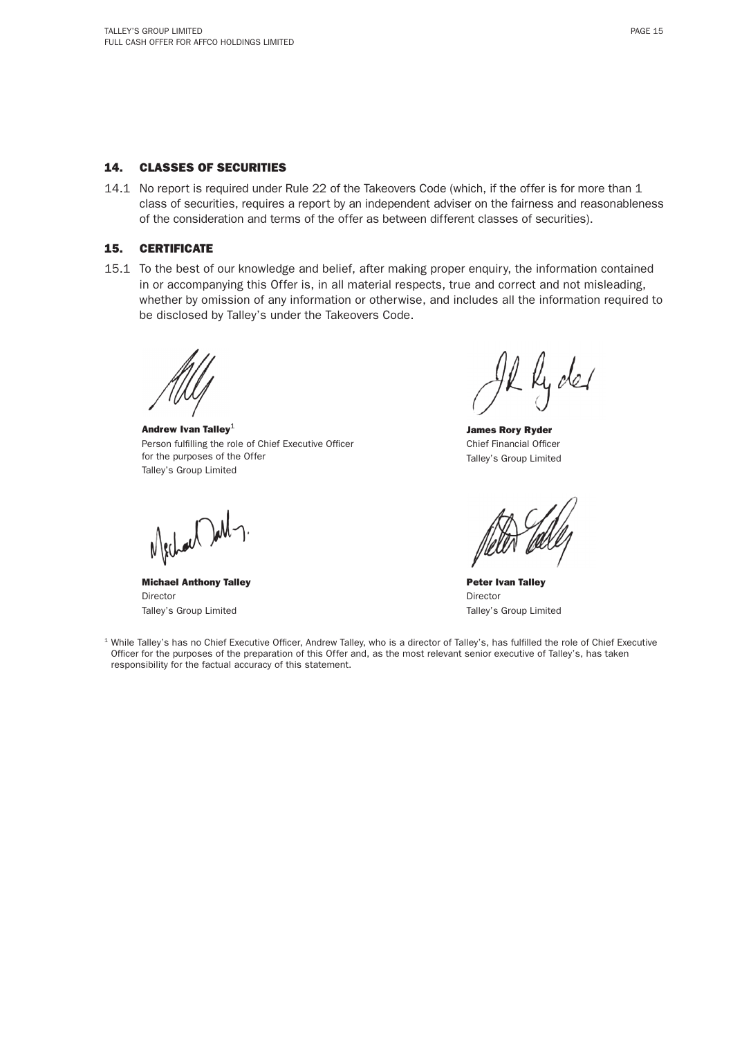## 14. CLASSES OF SECURITIES

14.1 No report is required under Rule 22 of the Takeovers Code (which, if the offer is for more than 1 class of securities, requires a report by an independent adviser on the fairness and reasonableness of the consideration and terms of the offer as between different classes of securities).

## 15. CERTIFICATE

15.1 To the best of our knowledge and belief, after making proper enquiry, the information contained in or accompanying this Offer is, in all material respects, true and correct and not misleading, whether by omission of any information or otherwise, and includes all the information required to be disclosed by Talley's under the Takeovers Code.

**Andrew Ivan Talley**[1]
Person fulfilling the role of Chief Executive Officer for the purposes of the Offer
Talley's Group Limited

**James Rory Ryder**
Chief Financial Officer
Talley's Group Limited

**Michael Anthony Talley**
Director
Talley's Group Limited

**Peter Ivan Talley**
Director
Talley's Group Limited

[1] While Talley's has no Chief Executive Officer, Andrew Talley, who is a director of Talley's, has fulfilled the role of Chief Executive Officer for the purposes of the preparation of this Offer and, as the most relevant senior executive of Talley's, has taken responsibility for the factual accuracy of this statement.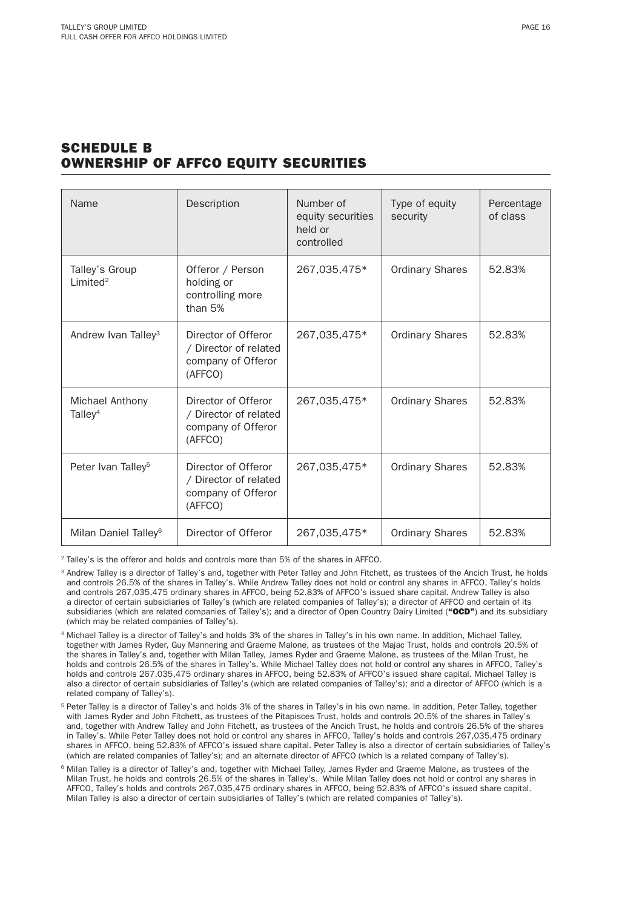## SCHEDULE B
## OWNERSHIP OF AFFCO EQUITY SECURITIES

| Name | Description | Number of equity securities held or controlled | Type of equity security | Percentage of class |
|---|---|---|---|---|
| Talley's Group Limited[2] | Offeror / Person holding or controlling more than 5% | 267,035,475* | Ordinary Shares | 52.83% |
| Andrew Ivan Talley[3] | Director of Offeror / Director of related company of Offeror (AFFCO) | 267,035,475* | Ordinary Shares | 52.83% |
| Michael Anthony Talley[4] | Director of Offeror / Director of related company of Offeror (AFFCO) | 267,035,475* | Ordinary Shares | 52.83% |
| Peter Ivan Talley[5] | Director of Offeror / Director of related company of Offeror (AFFCO) | 267,035,475* | Ordinary Shares | 52.83% |
| Milan Daniel Talley[6] | Director of Offeror | 267,035,475* | Ordinary Shares | 52.83% |

[2] Talley's is the offeror and holds and controls more than 5% of the shares in AFFCO.

[3] Andrew Talley is a director of Talley's and, together with Peter Talley and John Fitchett, as trustees of the Ancich Trust, he holds and controls 26.5% of the shares in Talley's. While Andrew Talley does not hold or control any shares in AFFCO, Talley's holds and controls 267,035,475 ordinary shares in AFFCO, being 52.83% of AFFCO's issued share capital. Andrew Talley is also a director of certain subsidiaries of Talley's (which are related companies of Talley's); a director of AFFCO and certain of its subsidiaries (which are related companies of Talley's); and a director of Open Country Dairy Limited (**"OCD"**) and its subsidiary (which may be related companies of Talley's).

[4] Michael Talley is a director of Talley's and holds 3% of the shares in Talley's in his own name. In addition, Michael Talley, together with James Ryder, Guy Mannering and Graeme Malone, as trustees of the Majac Trust, holds and controls 20.5% of the shares in Talley's and, together with Milan Talley, James Ryder and Graeme Malone, as trustees of the Milan Trust, he holds and controls 26.5% of the shares in Talley's. While Michael Talley does not hold or control any shares in AFFCO, Talley's holds and controls 267,035,475 ordinary shares in AFFCO, being 52.83% of AFFCO's issued share capital. Michael Talley is also a director of certain subsidiaries of Talley's (which are related companies of Talley's); and a director of AFFCO (which is a related company of Talley's).

[5] Peter Talley is a director of Talley's and holds 3% of the shares in Talley's in his own name. In addition, Peter Talley, together with James Ryder and John Fitchett, as trustees of the Pitapisces Trust, holds and controls 20.5% of the shares in Talley's and, together with Andrew Talley and John Fitchett, as trustees of the Ancich Trust, he holds and controls 26.5% of the shares in Talley's. While Peter Talley does not hold or control any shares in AFFCO, Talley's holds and controls 267,035,475 ordinary shares in AFFCO, being 52.83% of AFFCO's issued share capital. Peter Talley is also a director of certain subsidiaries of Talley's (which are related companies of Talley's); and an alternate director of AFFCO (which is a related company of Talley's).

[6] Milan Talley is a director of Talley's and, together with Michael Talley, James Ryder and Graeme Malone, as trustees of the Milan Trust, he holds and controls 26.5% of the shares in Talley's. While Milan Talley does not hold or control any shares in AFFCO, Talley's holds and controls 267,035,475 ordinary shares in AFFCO, being 52.83% of AFFCO's issued share capital. Milan Talley is also a director of certain subsidiaries of Talley's (which are related companies of Talley's).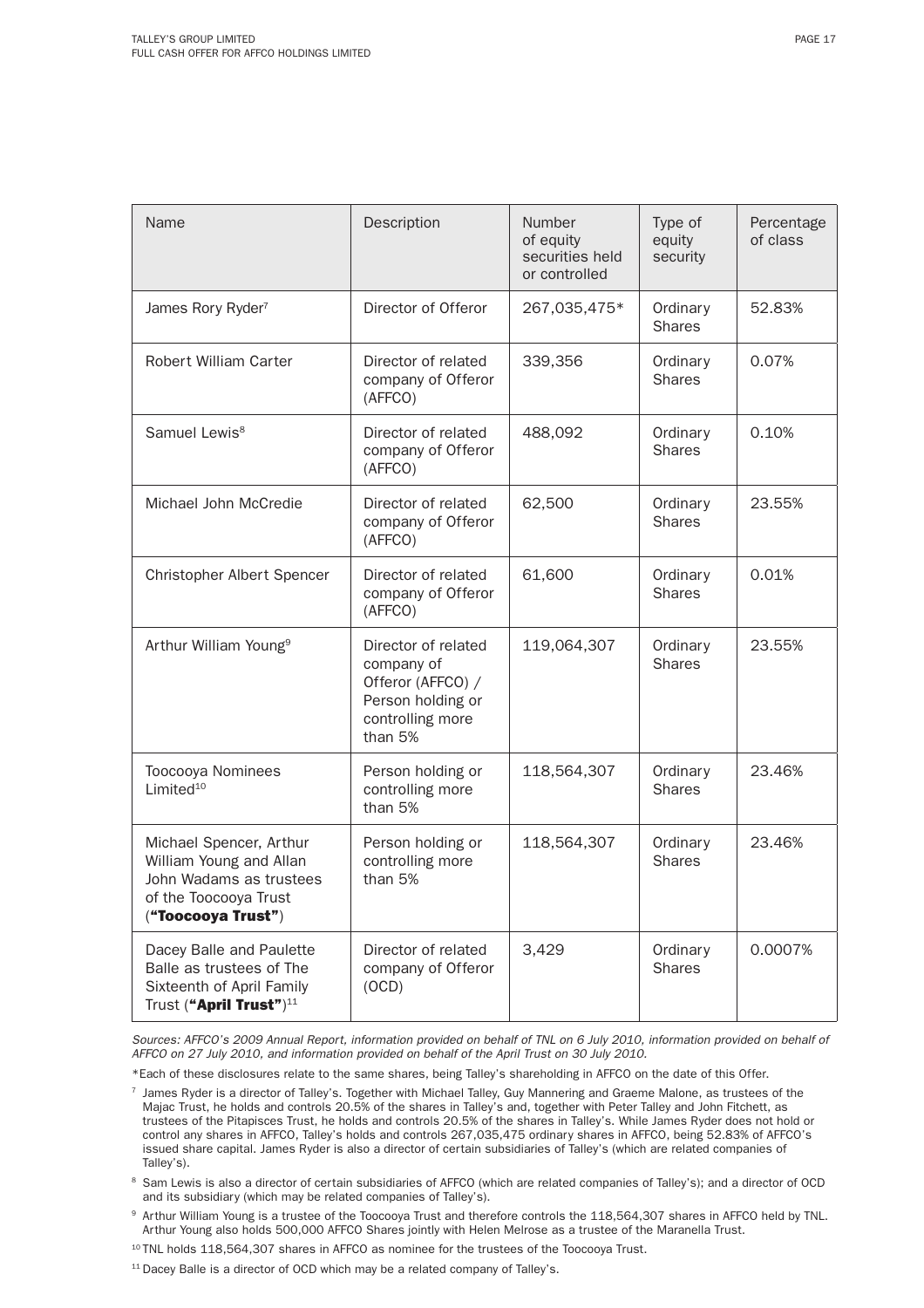| Name | Description | Number of equity securities held or controlled | Type of equity security | Percentage of class |
|---|---|---|---|---|
| James Rory Ryder[7] | Director of Offeror | 267,035,475* | Ordinary Shares | 52.83% |
| Robert William Carter | Director of related company of Offeror (AFFCO) | 339,356 | Ordinary Shares | 0.07% |
| Samuel Lewis[8] | Director of related company of Offeror (AFFCO) | 488,092 | Ordinary Shares | 0.10% |
| Michael John McCredie | Director of related company of Offeror (AFFCO) | 62,500 | Ordinary Shares | 23.55% |
| Christopher Albert Spencer | Director of related company of Offeror (AFFCO) | 61,600 | Ordinary Shares | 0.01% |
| Arthur William Young[9] | Director of related company of Offeror (AFFCO) / Person holding or controlling more than 5% | 119,064,307 | Ordinary Shares | 23.55% |
| Toocooya Nominees Limited[10] | Person holding or controlling more than 5% | 118,564,307 | Ordinary Shares | 23.46% |
| Michael Spencer, Arthur William Young and Allan John Wadams as trustees of the Toocooya Trust (**"Toocooya Trust"**) | Person holding or controlling more than 5% | 118,564,307 | Ordinary Shares | 23.46% |
| Dacey Balle and Paulette Balle as trustees of The Sixteenth of April Family Trust (**"April Trust"**)[11] | Director of related company of Offeror (OCD) | 3,429 | Ordinary Shares | 0.0007% |

*Sources: AFFCO's 2009 Annual Report, information provided on behalf of TNL on 6 July 2010, information provided on behalf of AFFCO on 27 July 2010, and information provided on behalf of the April Trust on 30 July 2010.*

*Each of these disclosures relate to the same shares, being Talley's shareholding in AFFCO on the date of this Offer.

[7] James Ryder is a director of Talley's. Together with Michael Talley, Guy Mannering and Graeme Malone, as trustees of the Majac Trust, he holds and controls 20.5% of the shares in Talley's and, together with Peter Talley and John Fitchett, as trustees of the Pitapisces Trust, he holds and controls 20.5% of the shares in Talley's. While James Ryder does not hold or control any shares in AFFCO, Talley's holds and controls 267,035,475 ordinary shares in AFFCO, being 52.83% of AFFCO's issued share capital. James Ryder is also a director of certain subsidiaries of Talley's (which are related companies of Talley's).

[8] Sam Lewis is also a director of certain subsidiaries of AFFCO (which are related companies of Talley's); and a director of OCD and its subsidiary (which may be related companies of Talley's).

[9] Arthur William Young is a trustee of the Toocooya Trust and therefore controls the 118,564,307 shares in AFFCO held by TNL. Arthur Young also holds 500,000 AFFCO Shares jointly with Helen Melrose as a trustee of the Maranella Trust.

[10] TNL holds 118,564,307 shares in AFFCO as nominee for the trustees of the Toocooya Trust.

[11] Dacey Balle is a director of OCD which may be a related company of Talley's.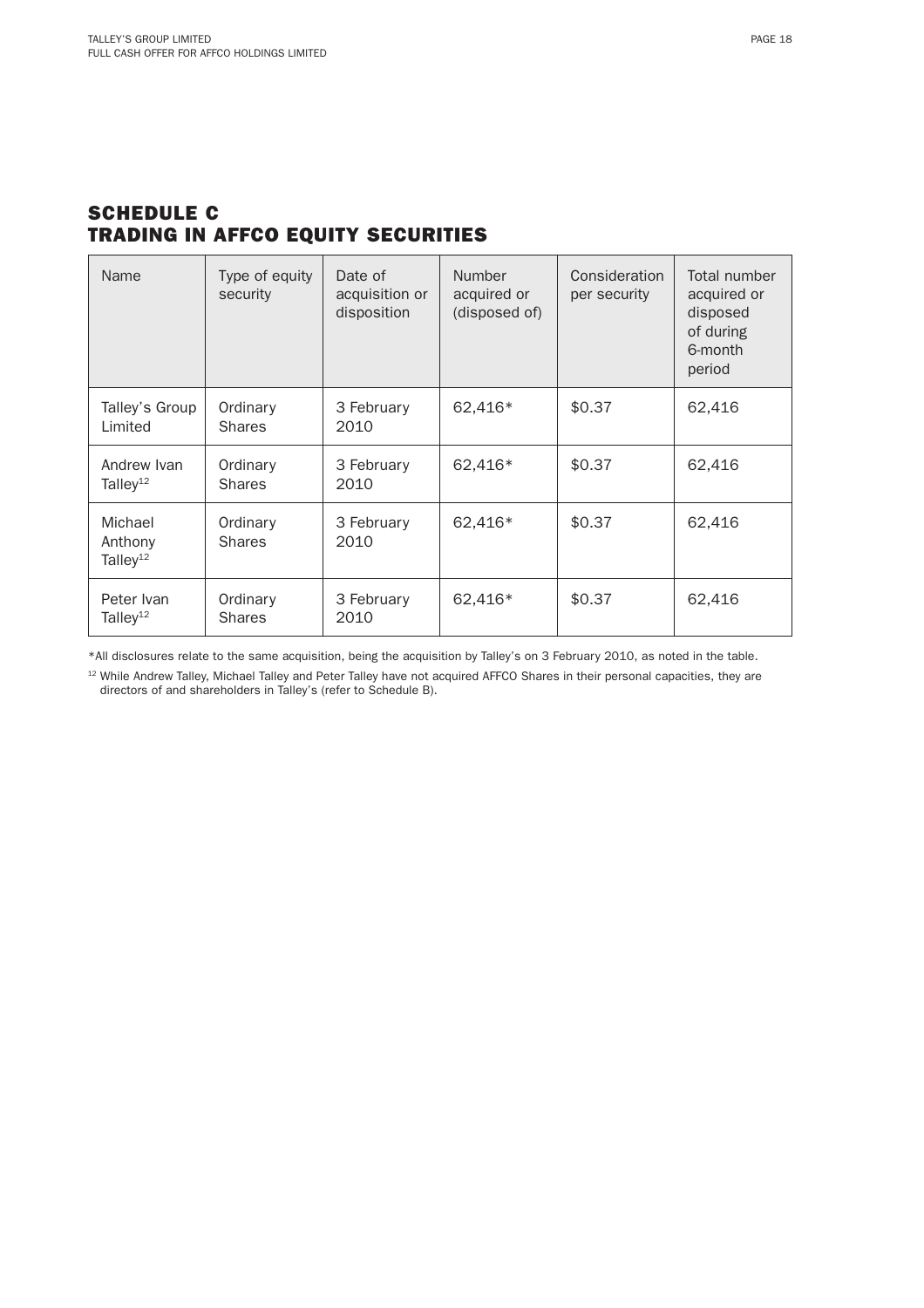## SCHEDULE C
## TRADING IN AFFCO EQUITY SECURITIES

| Name | Type of equity security | Date of acquisition or disposition | Number acquired or (disposed of) | Consideration per security | Total number acquired or disposed of during 6-month period |
|---|---|---|---|---|---|
| Talley's Group Limited | Ordinary Shares | 3 February 2010 | 62,416* | $0.37 | 62,416 |
| Andrew Ivan Talley[12] | Ordinary Shares | 3 February 2010 | 62,416* | $0.37 | 62,416 |
| Michael Anthony Talley[12] | Ordinary Shares | 3 February 2010 | 62,416* | $0.37 | 62,416 |
| Peter Ivan Talley[12] | Ordinary Shares | 3 February 2010 | 62,416* | $0.37 | 62,416 |

*All disclosures relate to the same acquisition, being the acquisition by Talley's on 3 February 2010, as noted in the table.

[12] While Andrew Talley, Michael Talley and Peter Talley have not acquired AFFCO Shares in their personal capacities, they are directors of and shareholders in Talley's (refer to Schedule B).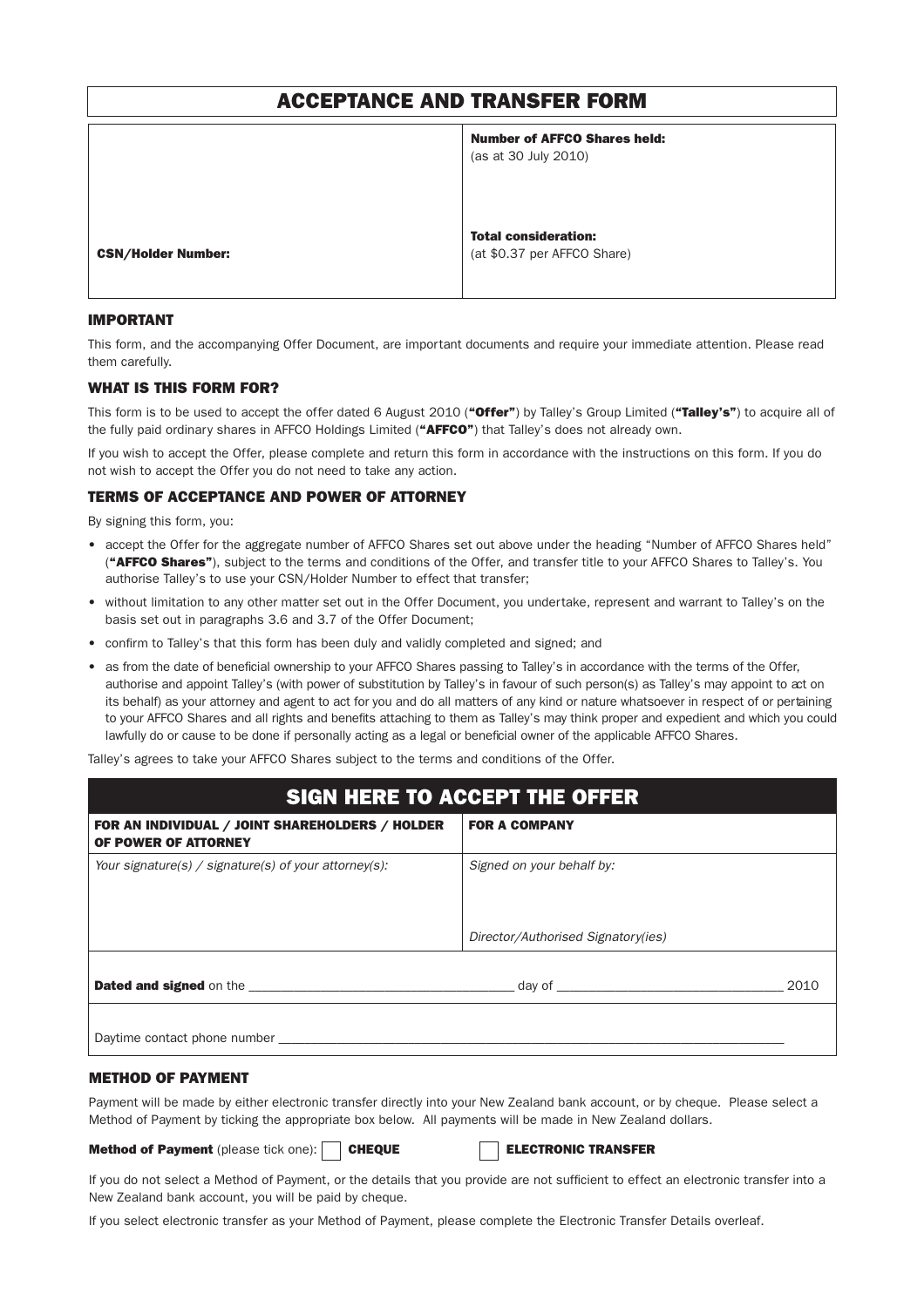# ACCEPTANCE AND TRANSFER FORM

| | |
|---|---|
| | **Number of AFFCO Shares held:** (as at 30 July 2010) |
| **CSN/Holder Number:** | **Total consideration:** (at $0.37 per AFFCO Share) |

## IMPORTANT

This form, and the accompanying Offer Document, are important documents and require your immediate attention. Please read them carefully.

## WHAT IS THIS FORM FOR?

This form is to be used to accept the offer dated 6 August 2010 (**"Offer"**) by Talley's Group Limited (**"Talley's"**) to acquire all of the fully paid ordinary shares in AFFCO Holdings Limited (**"AFFCO"**) that Talley's does not already own.

If you wish to accept the Offer, please complete and return this form in accordance with the instructions on this form. If you do not wish to accept the Offer you do not need to take any action.

## TERMS OF ACCEPTANCE AND POWER OF ATTORNEY

By signing this form, you:

- accept the Offer for the aggregate number of AFFCO Shares set out above under the heading "Number of AFFCO Shares held" (**"AFFCO Shares"**), subject to the terms and conditions of the Offer, and transfer title to your AFFCO Shares to Talley's. You authorise Talley's to use your CSN/Holder Number to effect that transfer;
- without limitation to any other matter set out in the Offer Document, you undertake, represent and warrant to Talley's on the basis set out in paragraphs 3.6 and 3.7 of the Offer Document;
- confirm to Talley's that this form has been duly and validly completed and signed; and
- as from the date of beneficial ownership to your AFFCO Shares passing to Talley's in accordance with the terms of the Offer, authorise and appoint Talley's (with power of substitution by Talley's in favour of such person(s) as Talley's may appoint to act on its behalf) as your attorney and agent to act for you and do all matters of any kind or nature whatsoever in respect of or pertaining to your AFFCO Shares and all rights and benefits attaching to them as Talley's may think proper and expedient and which you could lawfully do or cause to be done if personally acting as a legal or beneficial owner of the applicable AFFCO Shares.

Talley's agrees to take your AFFCO Shares subject to the terms and conditions of the Offer.

## SIGN HERE TO ACCEPT THE OFFER

| FOR AN INDIVIDUAL / JOINT SHAREHOLDERS / HOLDER OF POWER OF ATTORNEY | FOR A COMPANY |
|---|---|
| *Your signature(s) / signature(s) of your attorney(s):* | *Signed on your behalf by:* <br><br> *Director/Authorised Signatory(ies)* |

**Dated and signed** on the ____________________ day of ____________________ 2010

Daytime contact phone number ________________________________________

## METHOD OF PAYMENT

Payment will be made by either electronic transfer directly into your New Zealand bank account, or by cheque. Please select a Method of Payment by ticking the appropriate box below. All payments will be made in New Zealand dollars.

**Method of Payment** (please tick one): ☐ **CHEQUE** ☐ **ELECTRONIC TRANSFER**

If you do not select a Method of Payment, or the details that you provide are not sufficient to effect an electronic transfer into a New Zealand bank account, you will be paid by cheque.

If you select electronic transfer as your Method of Payment, please complete the Electronic Transfer Details overleaf.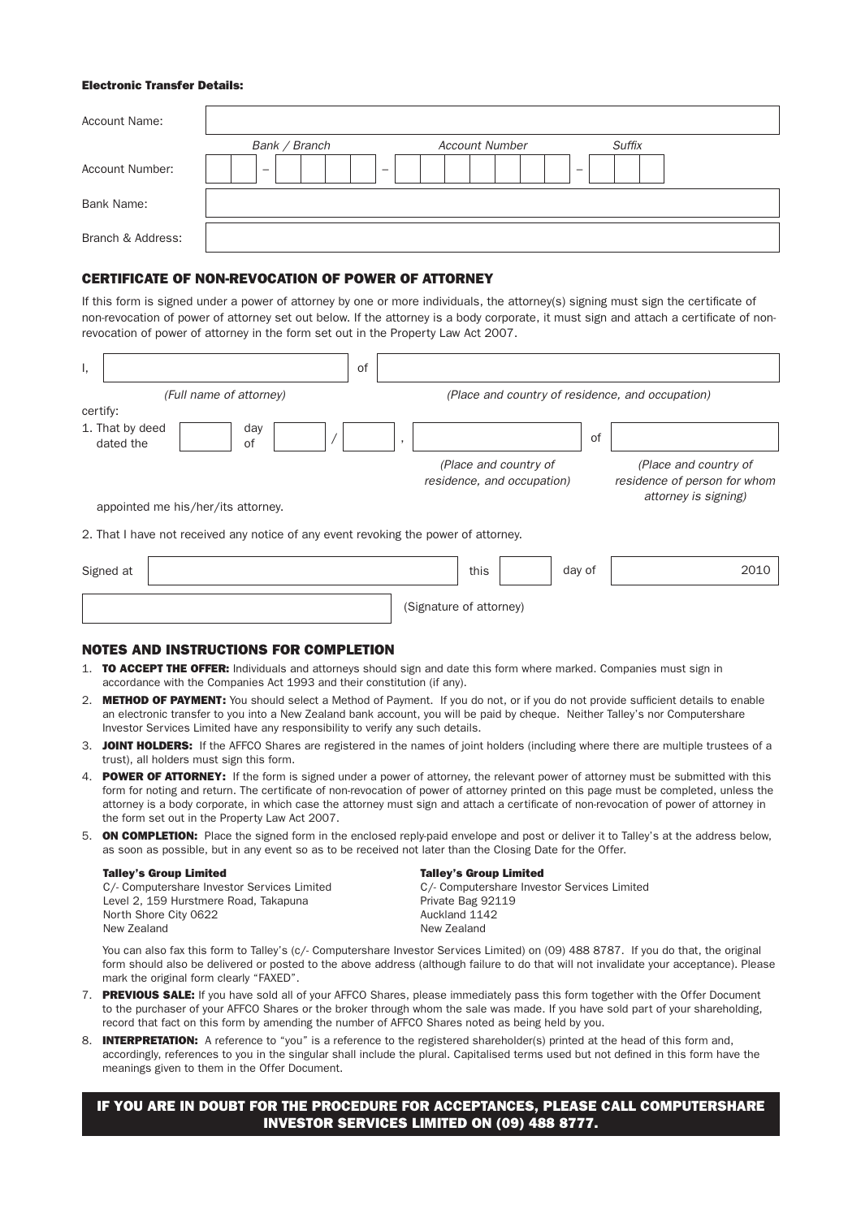**Electronic Transfer Details:**

| | |
|---|---|
| Account Name: | |
| Account Number: | Bank / Branch – Account Number – Suffix |
| Bank Name: | |
| Branch & Address: | |

## CERTIFICATE OF NON-REVOCATION OF POWER OF ATTORNEY

If this form is signed under a power of attorney by one or more individuals, the attorney(s) signing must sign the certificate of non-revocation of power of attorney set out below. If the attorney is a body corporate, it must sign and attach a certificate of non-revocation of power of attorney in the form set out in the Property Law Act 2007.

I, ______________________ of ______________________

*(Full name of attorney)* *(Place and country of residence, and occupation)*

certify:

1. That by deed dated the ______ day of ______ / ______ , ______________________ of ______________________

   *(Place and country of residence, and occupation)* *(Place and country of residence of person for whom attorney is signing)*

   appointed me his/her/its attorney.

2. That I have not received any notice of any event revoking the power of attorney.

Signed at ______________________ this ______ day of ______ 2010

______________________ (Signature of attorney)

## NOTES AND INSTRUCTIONS FOR COMPLETION

1. **TO ACCEPT THE OFFER:** Individuals and attorneys should sign and date this form where marked. Companies must sign in accordance with the Companies Act 1993 and their constitution (if any).
2. **METHOD OF PAYMENT:** You should select a Method of Payment. If you do not, or if you do not provide sufficient details to enable an electronic transfer to you into a New Zealand bank account, you will be paid by cheque. Neither Talley's nor Computershare Investor Services Limited have any responsibility to verify any such details.
3. **JOINT HOLDERS:** If the AFFCO Shares are registered in the names of joint holders (including where there are multiple trustees of a trust), all holders must sign this form.
4. **POWER OF ATTORNEY:** If the form is signed under a power of attorney, the relevant power of attorney must be submitted with this form for noting and return. The certificate of non-revocation of power of attorney printed on this page must be completed, unless the attorney is a body corporate, in which case the attorney must sign and attach a certificate of non-revocation of power of attorney in the form set out in the Property Law Act 2007.
5. **ON COMPLETION:** Place the signed form in the enclosed reply-paid envelope and post or deliver it to Talley's at the address below, as soon as possible, but in any event so as to be received not later than the Closing Date for the Offer.

   **Talley's Group Limited**
   C/- Computershare Investor Services Limited
   Level 2, 159 Hurstmere Road, Takapuna
   North Shore City 0622
   New Zealand

   **Talley's Group Limited**
   C/- Computershare Investor Services Limited
   Private Bag 92119
   Auckland 1142
   New Zealand

   You can also fax this form to Talley's (c/- Computershare Investor Services Limited) on (09) 488 8787. If you do that, the original form should also be delivered or posted to the above address (although failure to do that will not invalidate your acceptance). Please mark the original form clearly "FAXED".

7. **PREVIOUS SALE:** If you have sold all of your AFFCO Shares, please immediately pass this form together with the Offer Document to the purchaser of your AFFCO Shares or the broker through whom the sale was made. If you have sold part of your shareholding, record that fact on this form by amending the number of AFFCO Shares noted as being held by you.
8. **INTERPRETATION:** A reference to "you" is a reference to the registered shareholder(s) printed at the head of this form and, accordingly, references to you in the singular shall include the plural. Capitalised terms used but not defined in this form have the meanings given to them in the Offer Document.

**IF YOU ARE IN DOUBT FOR THE PROCEDURE FOR ACCEPTANCES, PLEASE CALL COMPUTERSHARE INVESTOR SERVICES LIMITED ON (09) 488 8777.**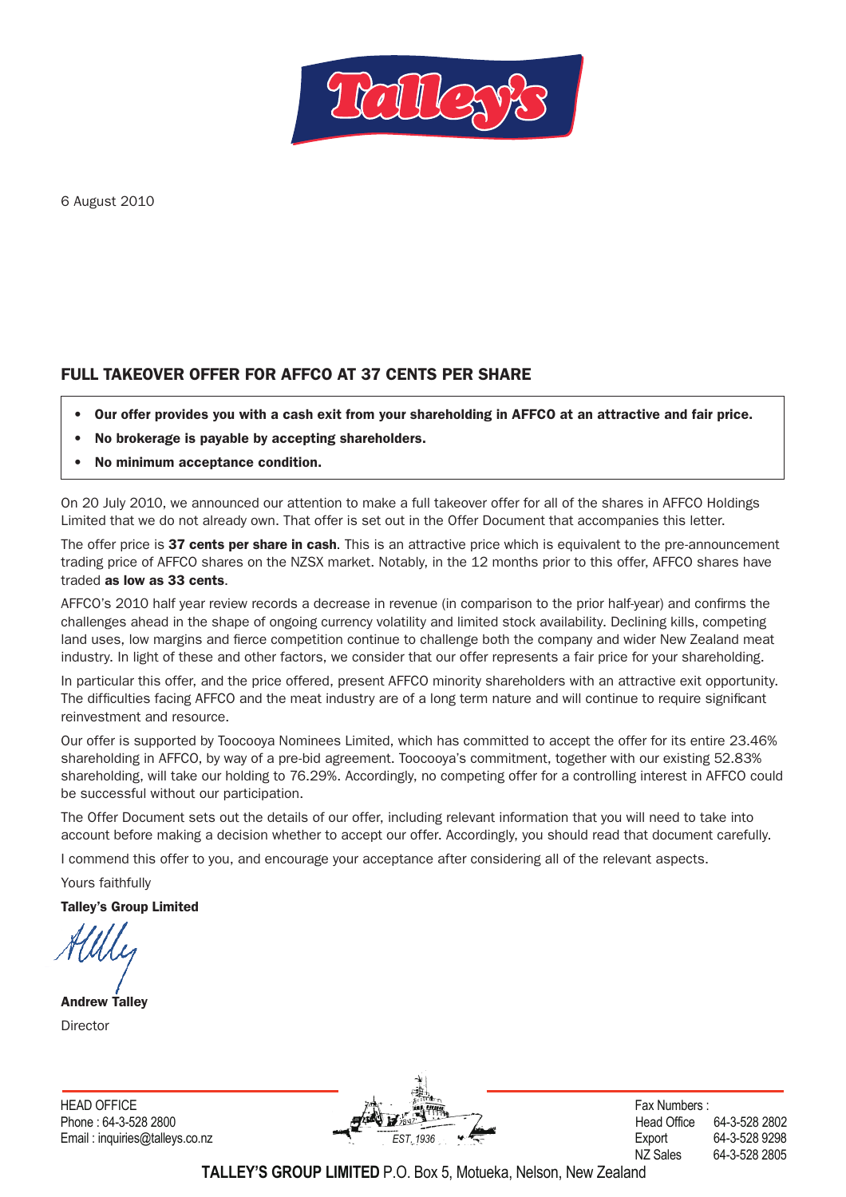Talley's

6 August 2010

## FULL TAKEOVER OFFER FOR AFFCO AT 37 CENTS PER SHARE

- **Our offer provides you with a cash exit from your shareholding in AFFCO at an attractive and fair price.**
- **No brokerage is payable by accepting shareholders.**
- **No minimum acceptance condition.**

On 20 July 2010, we announced our attention to make a full takeover offer for all of the shares in AFFCO Holdings Limited that we do not already own. That offer is set out in the Offer Document that accompanies this letter.

The offer price is **37 cents per share in cash**. This is an attractive price which is equivalent to the pre-announcement trading price of AFFCO shares on the NZSX market. Notably, in the 12 months prior to this offer, AFFCO shares have traded **as low as 33 cents**.

AFFCO's 2010 half year review records a decrease in revenue (in comparison to the prior half-year) and confirms the challenges ahead in the shape of ongoing currency volatility and limited stock availability. Declining kills, competing land uses, low margins and fierce competition continue to challenge both the company and wider New Zealand meat industry. In light of these and other factors, we consider that our offer represents a fair price for your shareholding.

In particular this offer, and the price offered, present AFFCO minority shareholders with an attractive exit opportunity. The difficulties facing AFFCO and the meat industry are of a long term nature and will continue to require significant reinvestment and resource.

Our offer is supported by Toocooya Nominees Limited, which has committed to accept the offer for its entire 23.46% shareholding in AFFCO, by way of a pre-bid agreement. Toocooya's commitment, together with our existing 52.83% shareholding, will take our holding to 76.29%. Accordingly, no competing offer for a controlling interest in AFFCO could be successful without our participation.

The Offer Document sets out the details of our offer, including relevant information that you will need to take into account before making a decision whether to accept our offer. Accordingly, you should read that document carefully.

I commend this offer to you, and encourage your acceptance after considering all of the relevant aspects.

Yours faithfully

**Talley's Group Limited**

**Andrew Talley**
Director

HEAD OFFICE
Phone : 64-3-528 2800
Email : inquiries@talleys.co.nz

EST. 1936

Fax Numbers :

| | |
|---|---|
| Head Office | 64-3-528 2802 |
| Export | 64-3-528 9298 |
| NZ Sales | 64-3-528 2805 |

**TALLEY'S GROUP LIMITED** P.O. Box 5, Motueka, Nelson, New Zealand